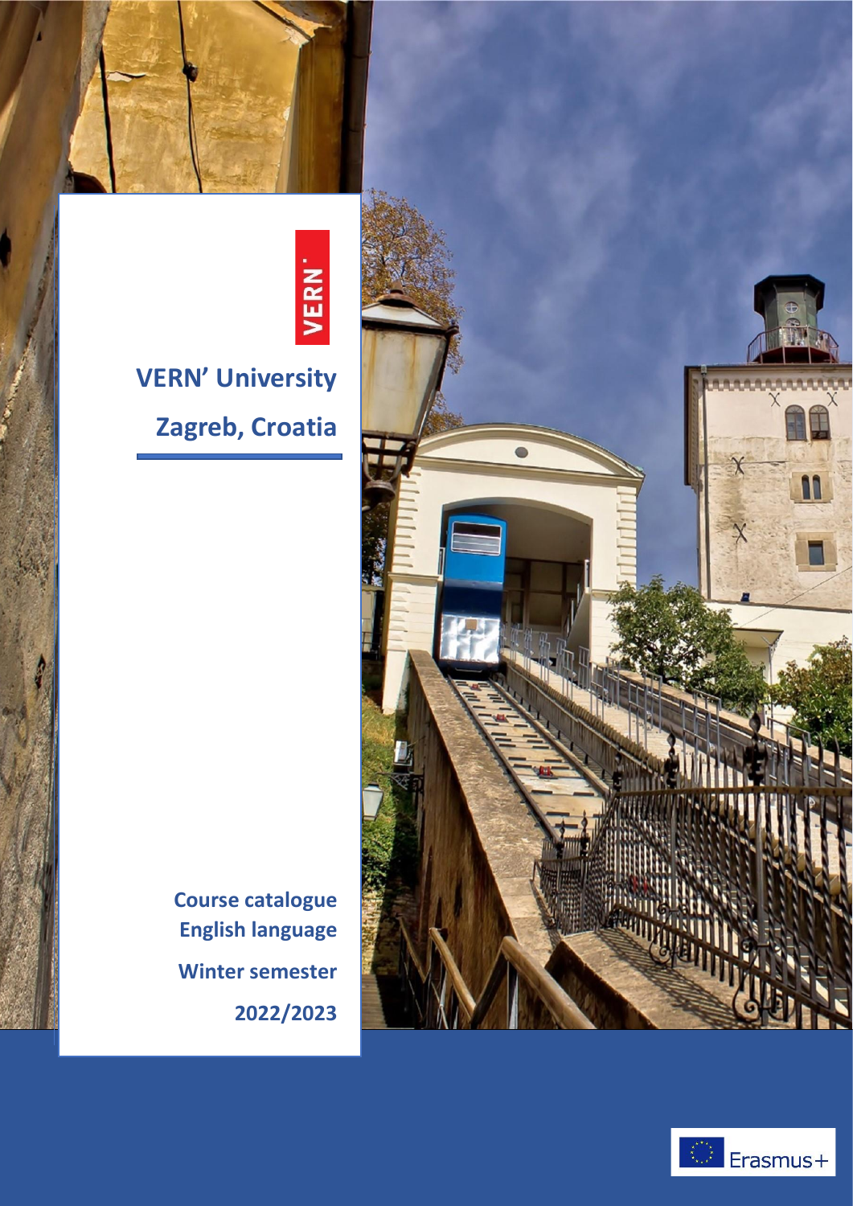VERN'

# VERN' University

## Zagreb, Croatia

**Course catalogue**
**English language**

**Winter semester**

**2022/2023**

Erasmus+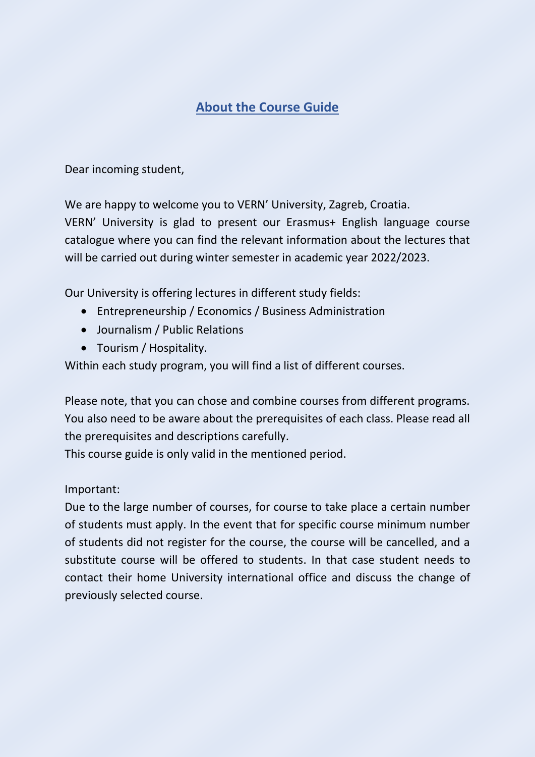# About the Course Guide

Dear incoming student,

We are happy to welcome you to VERN' University, Zagreb, Croatia.
VERN' University is glad to present our Erasmus+ English language course catalogue where you can find the relevant information about the lectures that will be carried out during winter semester in academic year 2022/2023.

Our University is offering lectures in different study fields:

- Entrepreneurship / Economics / Business Administration
- Journalism / Public Relations
- Tourism / Hospitality.

Within each study program, you will find a list of different courses.

Please note, that you can chose and combine courses from different programs. You also need to be aware about the prerequisites of each class. Please read all the prerequisites and descriptions carefully.
This course guide is only valid in the mentioned period.

Important:
Due to the large number of courses, for course to take place a certain number of students must apply. In the event that for specific course minimum number of students did not register for the course, the course will be cancelled, and a substitute course will be offered to students. In that case student needs to contact their home University international office and discuss the change of previously selected course.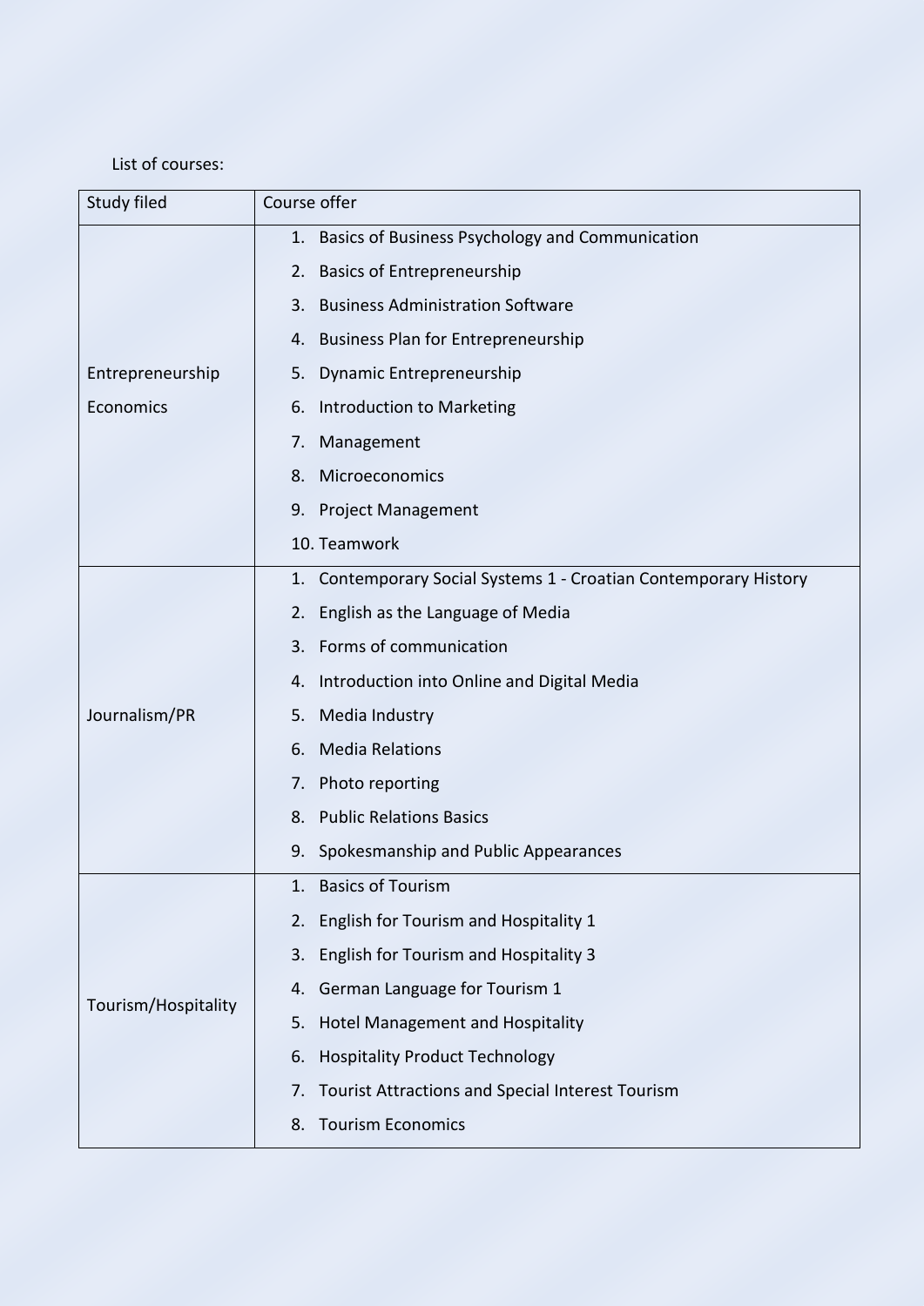List of courses:

| Study filed | Course offer |
| --- | --- |
| Entrepreneurship Economics | 1. Basics of Business Psychology and Communication<br>2. Basics of Entrepreneurship<br>3. Business Administration Software<br>4. Business Plan for Entrepreneurship<br>5. Dynamic Entrepreneurship<br>6. Introduction to Marketing<br>7. Management<br>8. Microeconomics<br>9. Project Management<br>10. Teamwork |
| Journalism/PR | 1. Contemporary Social Systems 1 - Croatian Contemporary History<br>2. English as the Language of Media<br>3. Forms of communication<br>4. Introduction into Online and Digital Media<br>5. Media Industry<br>6. Media Relations<br>7. Photo reporting<br>8. Public Relations Basics<br>9. Spokesmanship and Public Appearances |
| Tourism/Hospitality | 1. Basics of Tourism<br>2. English for Tourism and Hospitality 1<br>3. English for Tourism and Hospitality 3<br>4. German Language for Tourism 1<br>5. Hotel Management and Hospitality<br>6. Hospitality Product Technology<br>7. Tourist Attractions and Special Interest Tourism<br>8. Tourism Economics |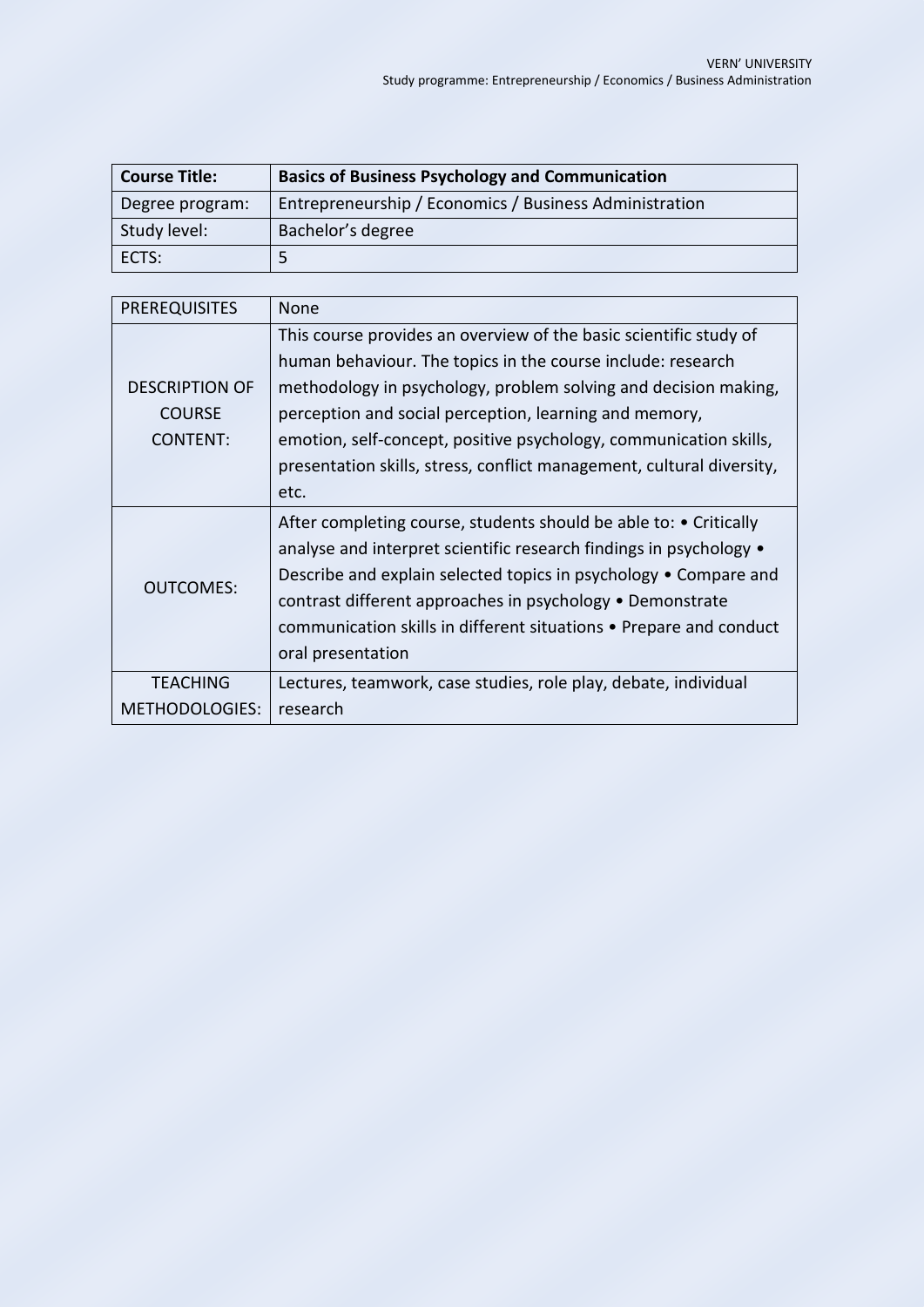| **Course Title:** | **Basics of Business Psychology and Communication** |
| --- | --- |
| Degree program: | Entrepreneurship / Economics / Business Administration |
| Study level: | Bachelor's degree |
| ECTS: | 5 |

| PREREQUISITES | None |
| --- | --- |
| DESCRIPTION OF COURSE CONTENT: | This course provides an overview of the basic scientific study of human behaviour. The topics in the course include: research methodology in psychology, problem solving and decision making, perception and social perception, learning and memory, emotion, self-concept, positive psychology, communication skills, presentation skills, stress, conflict management, cultural diversity, etc. |
| OUTCOMES: | After completing course, students should be able to: • Critically analyse and interpret scientific research findings in psychology • Describe and explain selected topics in psychology • Compare and contrast different approaches in psychology • Demonstrate communication skills in different situations • Prepare and conduct oral presentation |
| TEACHING METHODOLOGIES: | Lectures, teamwork, case studies, role play, debate, individual research |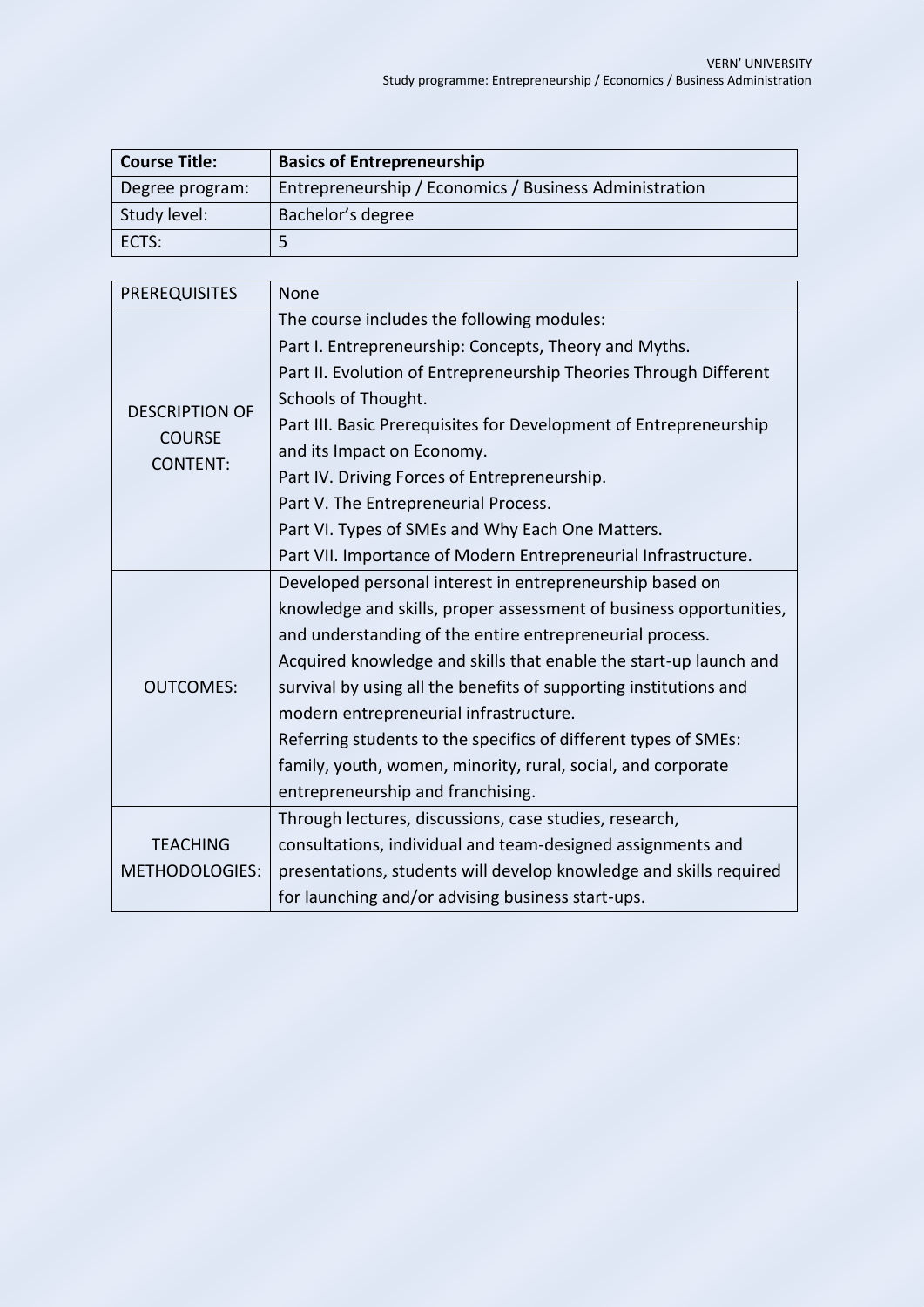| **Course Title:** | **Basics of Entrepreneurship** |
| --- | --- |
| Degree program: | Entrepreneurship / Economics / Business Administration |
| Study level: | Bachelor's degree |
| ECTS: | 5 |

| PREREQUISITES | None |
| --- | --- |
| DESCRIPTION OF COURSE CONTENT: | The course includes the following modules:<br>Part I. Entrepreneurship: Concepts, Theory and Myths.<br>Part II. Evolution of Entrepreneurship Theories Through Different Schools of Thought.<br>Part III. Basic Prerequisites for Development of Entrepreneurship and its Impact on Economy.<br>Part IV. Driving Forces of Entrepreneurship.<br>Part V. The Entrepreneurial Process.<br>Part VI. Types of SMEs and Why Each One Matters.<br>Part VII. Importance of Modern Entrepreneurial Infrastructure. |
| OUTCOMES: | Developed personal interest in entrepreneurship based on knowledge and skills, proper assessment of business opportunities, and understanding of the entire entrepreneurial process.<br>Acquired knowledge and skills that enable the start-up launch and survival by using all the benefits of supporting institutions and modern entrepreneurial infrastructure.<br>Referring students to the specifics of different types of SMEs: family, youth, women, minority, rural, social, and corporate entrepreneurship and franchising. |
| TEACHING METHODOLOGIES: | Through lectures, discussions, case studies, research, consultations, individual and team-designed assignments and presentations, students will develop knowledge and skills required for launching and/or advising business start-ups. |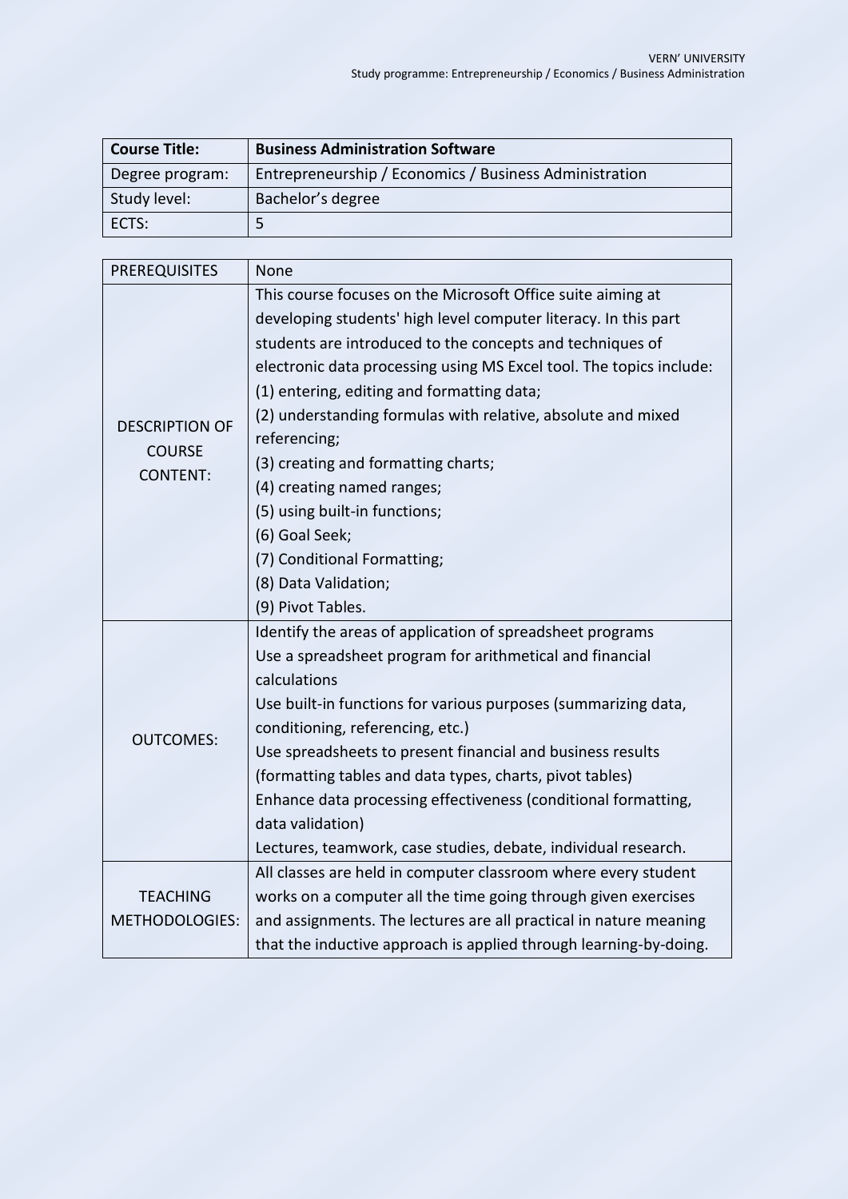| **Course Title:** | **Business Administration Software** |
| --- | --- |
| Degree program: | Entrepreneurship / Economics / Business Administration |
| Study level: | Bachelor's degree |
| ECTS: | 5 |

| PREREQUISITES | None |
| --- | --- |
| DESCRIPTION OF COURSE CONTENT: | This course focuses on the Microsoft Office suite aiming at developing students' high level computer literacy. In this part students are introduced to the concepts and techniques of electronic data processing using MS Excel tool. The topics include:<br>(1) entering, editing and formatting data;<br>(2) understanding formulas with relative, absolute and mixed referencing;<br>(3) creating and formatting charts;<br>(4) creating named ranges;<br>(5) using built-in functions;<br>(6) Goal Seek;<br>(7) Conditional Formatting;<br>(8) Data Validation;<br>(9) Pivot Tables. |
| OUTCOMES: | Identify the areas of application of spreadsheet programs<br>Use a spreadsheet program for arithmetical and financial calculations<br>Use built-in functions for various purposes (summarizing data, conditioning, referencing, etc.)<br>Use spreadsheets to present financial and business results (formatting tables and data types, charts, pivot tables)<br>Enhance data processing effectiveness (conditional formatting, data validation)<br>Lectures, teamwork, case studies, debate, individual research. |
| TEACHING METHODOLOGIES: | All classes are held in computer classroom where every student works on a computer all the time going through given exercises and assignments. The lectures are all practical in nature meaning that the inductive approach is applied through learning-by-doing. |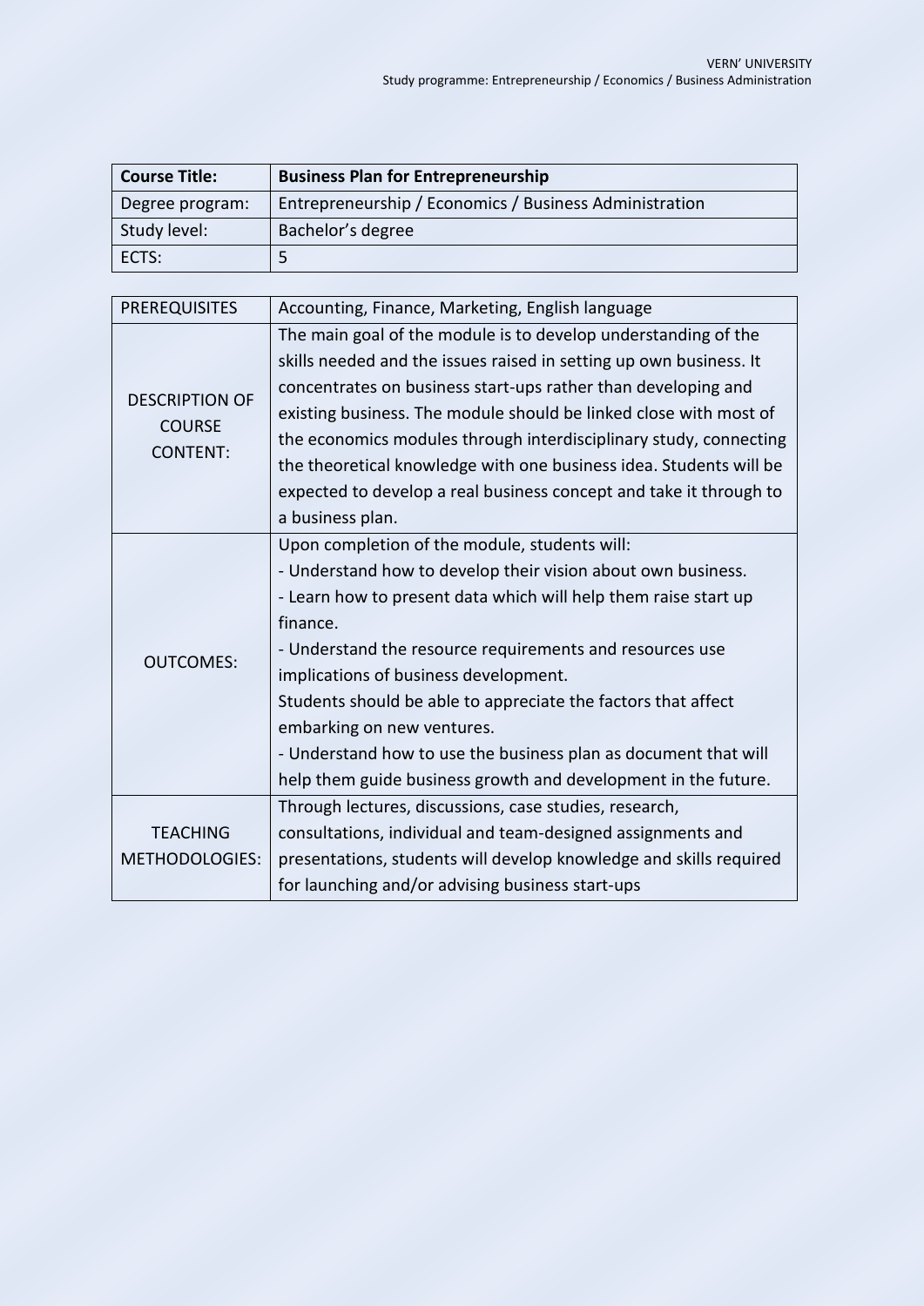| Course Title: | **Business Plan for Entrepreneurship** |
|---|---|
| Degree program: | Entrepreneurship / Economics / Business Administration |
| Study level: | Bachelor's degree |
| ECTS: | 5 |

| PREREQUISITES | Accounting, Finance, Marketing, English language |
|---|---|
| DESCRIPTION OF COURSE CONTENT: | The main goal of the module is to develop understanding of the skills needed and the issues raised in setting up own business. It concentrates on business start-ups rather than developing and existing business. The module should be linked close with most of the economics modules through interdisciplinary study, connecting the theoretical knowledge with one business idea. Students will be expected to develop a real business concept and take it through to a business plan. |
| OUTCOMES: | Upon completion of the module, students will:<br>- Understand how to develop their vision about own business.<br>- Learn how to present data which will help them raise start up finance.<br>- Understand the resource requirements and resources use implications of business development.<br>Students should be able to appreciate the factors that affect embarking on new ventures.<br>- Understand how to use the business plan as document that will help them guide business growth and development in the future. |
| TEACHING METHODOLOGIES: | Through lectures, discussions, case studies, research, consultations, individual and team-designed assignments and presentations, students will develop knowledge and skills required for launching and/or advising business start-ups |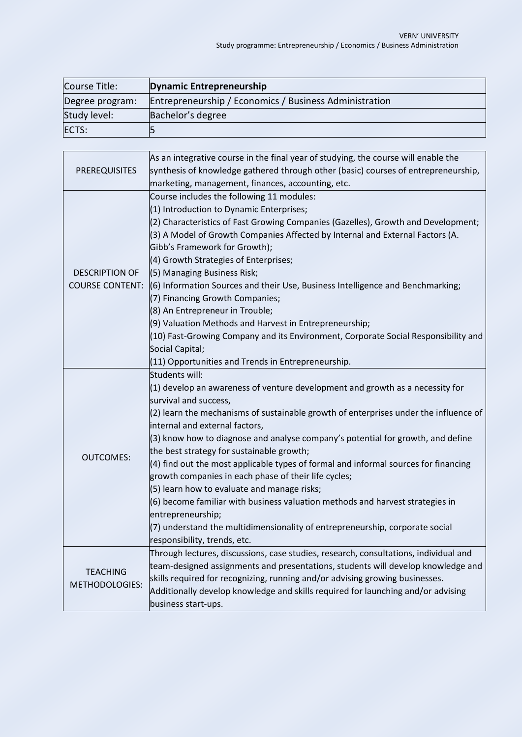| Course Title: | **Dynamic Entrepreneurship** |
| --- | --- |
| Degree program: | Entrepreneurship / Economics / Business Administration |
| Study level: | Bachelor's degree |
| ECTS: | 5 |

| | |
| --- | --- |
| PREREQUISITES | As an integrative course in the final year of studying, the course will enable the synthesis of knowledge gathered through other (basic) courses of entrepreneurship, marketing, management, finances, accounting, etc. |
| DESCRIPTION OF COURSE CONTENT: | Course includes the following 11 modules:<br>(1) Introduction to Dynamic Enterprises;<br>(2) Characteristics of Fast Growing Companies (Gazelles), Growth and Development;<br>(3) A Model of Growth Companies Affected by Internal and External Factors (A. Gibb's Framework for Growth);<br>(4) Growth Strategies of Enterprises;<br>(5) Managing Business Risk;<br>(6) Information Sources and their Use, Business Intelligence and Benchmarking;<br>(7) Financing Growth Companies;<br>(8) An Entrepreneur in Trouble;<br>(9) Valuation Methods and Harvest in Entrepreneurship;<br>(10) Fast-Growing Company and its Environment, Corporate Social Responsibility and Social Capital;<br>(11) Opportunities and Trends in Entrepreneurship. |
| OUTCOMES: | Students will:<br>(1) develop an awareness of venture development and growth as a necessity for survival and success,<br>(2) learn the mechanisms of sustainable growth of enterprises under the influence of internal and external factors,<br>(3) know how to diagnose and analyse company's potential for growth, and define the best strategy for sustainable growth;<br>(4) find out the most applicable types of formal and informal sources for financing growth companies in each phase of their life cycles;<br>(5) learn how to evaluate and manage risks;<br>(6) become familiar with business valuation methods and harvest strategies in entrepreneurship;<br>(7) understand the multidimensionality of entrepreneurship, corporate social responsibility, trends, etc. |
| TEACHING METHODOLOGIES: | Through lectures, discussions, case studies, research, consultations, individual and team-designed assignments and presentations, students will develop knowledge and skills required for recognizing, running and/or advising growing businesses. Additionally develop knowledge and skills required for launching and/or advising business start-ups. |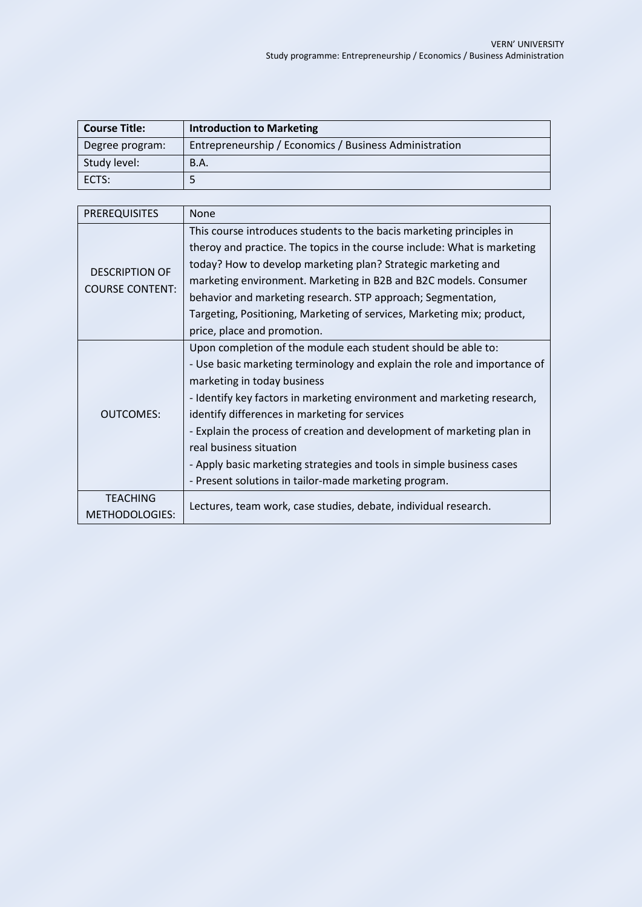| **Course Title:** | **Introduction to Marketing** |
| --- | --- |
| Degree program: | Entrepreneurship / Economics / Business Administration |
| Study level: | B.A. |
| ECTS: | 5 |

| PREREQUISITES | None |
| --- | --- |
| DESCRIPTION OF COURSE CONTENT: | This course introduces students to the bacis marketing principles in theroy and practice. The topics in the course include: What is marketing today? How to develop marketing plan? Strategic marketing and marketing environment. Marketing in B2B and B2C models. Consumer behavior and marketing research. STP approach; Segmentation, Targeting, Positioning, Marketing of services, Marketing mix; product, price, place and promotion. |
| OUTCOMES: | Upon completion of the module each student should be able to:<br>- Use basic marketing terminology and explain the role and importance of marketing in today business<br>- Identify key factors in marketing environment and marketing research, identify differences in marketing for services<br>- Explain the process of creation and development of marketing plan in real business situation<br>- Apply basic marketing strategies and tools in simple business cases<br>- Present solutions in tailor-made marketing program. |
| TEACHING METHODOLOGIES: | Lectures, team work, case studies, debate, individual research. |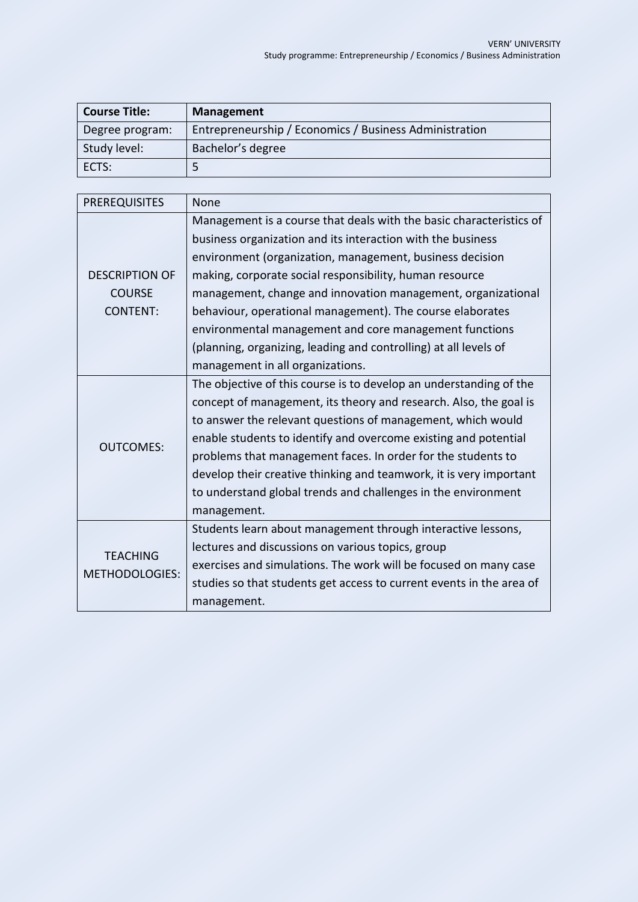| **Course Title:** | **Management** |
|---|---|
| Degree program: | Entrepreneurship / Economics / Business Administration |
| Study level: | Bachelor's degree |
| ECTS: | 5 |

| PREREQUISITES | None |
|---|---|
| DESCRIPTION OF COURSE CONTENT: | Management is a course that deals with the basic characteristics of business organization and its interaction with the business environment (organization, management, business decision making, corporate social responsibility, human resource management, change and innovation management, organizational behaviour, operational management). The course elaborates environmental management and core management functions (planning, organizing, leading and controlling) at all levels of management in all organizations. |
| OUTCOMES: | The objective of this course is to develop an understanding of the concept of management, its theory and research. Also, the goal is to answer the relevant questions of management, which would enable students to identify and overcome existing and potential problems that management faces. In order for the students to develop their creative thinking and teamwork, it is very important to understand global trends and challenges in the environment management. |
| TEACHING METHODOLOGIES: | Students learn about management through interactive lessons, lectures and discussions on various topics, group exercises and simulations. The work will be focused on many case studies so that students get access to current events in the area of management. |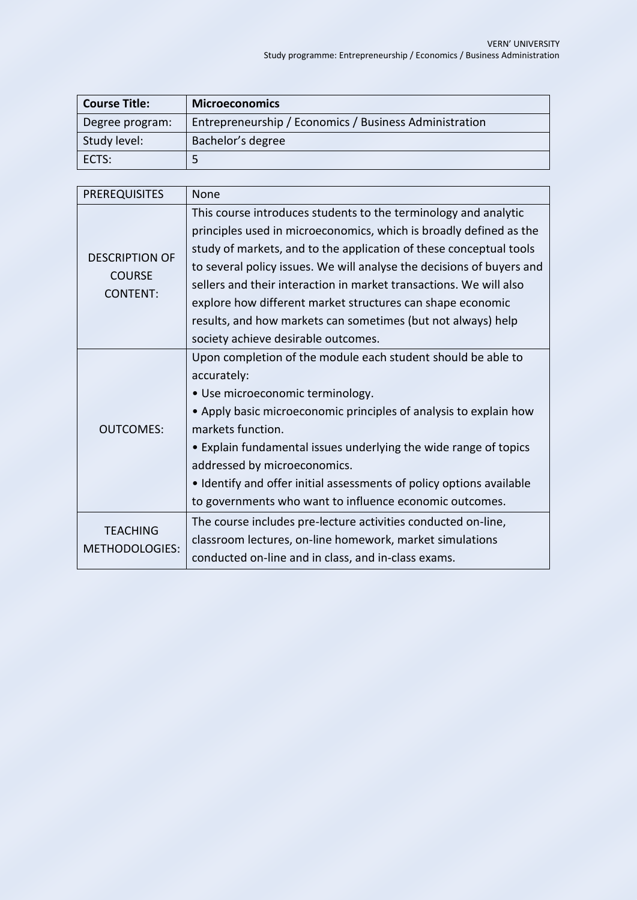| **Course Title:** | **Microeconomics** |
|---|---|
| Degree program: | Entrepreneurship / Economics / Business Administration |
| Study level: | Bachelor's degree |
| ECTS: | 5 |

| PREREQUISITES | None |
|---|---|
| DESCRIPTION OF COURSE CONTENT: | This course introduces students to the terminology and analytic principles used in microeconomics, which is broadly defined as the study of markets, and to the application of these conceptual tools to several policy issues. We will analyse the decisions of buyers and sellers and their interaction in market transactions. We will also explore how different market structures can shape economic results, and how markets can sometimes (but not always) help society achieve desirable outcomes. |
| OUTCOMES: | Upon completion of the module each student should be able to accurately:<br>• Use microeconomic terminology.<br>• Apply basic microeconomic principles of analysis to explain how markets function.<br>• Explain fundamental issues underlying the wide range of topics addressed by microeconomics.<br>• Identify and offer initial assessments of policy options available to governments who want to influence economic outcomes. |
| TEACHING METHODOLOGIES: | The course includes pre-lecture activities conducted on-line, classroom lectures, on-line homework, market simulations conducted on-line and in class, and in-class exams. |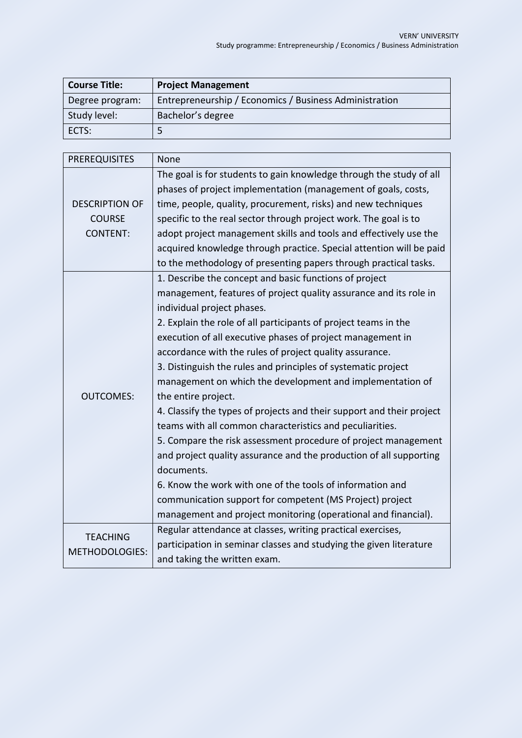| Course Title: | **Project Management** |
|---|---|
| Degree program: | Entrepreneurship / Economics / Business Administration |
| Study level: | Bachelor's degree |
| ECTS: | 5 |

| PREREQUISITES | None |
|---|---|
| DESCRIPTION OF COURSE CONTENT: | The goal is for students to gain knowledge through the study of all phases of project implementation (management of goals, costs, time, people, quality, procurement, risks) and new techniques specific to the real sector through project work. The goal is to adopt project management skills and tools and effectively use the acquired knowledge through practice. Special attention will be paid to the methodology of presenting papers through practical tasks. |
| OUTCOMES: | 1. Describe the concept and basic functions of project management, features of project quality assurance and its role in individual project phases.<br>2. Explain the role of all participants of project teams in the execution of all executive phases of project management in accordance with the rules of project quality assurance.<br>3. Distinguish the rules and principles of systematic project management on which the development and implementation of the entire project.<br>4. Classify the types of projects and their support and their project teams with all common characteristics and peculiarities.<br>5. Compare the risk assessment procedure of project management and project quality assurance and the production of all supporting documents.<br>6. Know the work with one of the tools of information and communication support for competent (MS Project) project management and project monitoring (operational and financial). |
| TEACHING METHODOLOGIES: | Regular attendance at classes, writing practical exercises, participation in seminar classes and studying the given literature and taking the written exam. |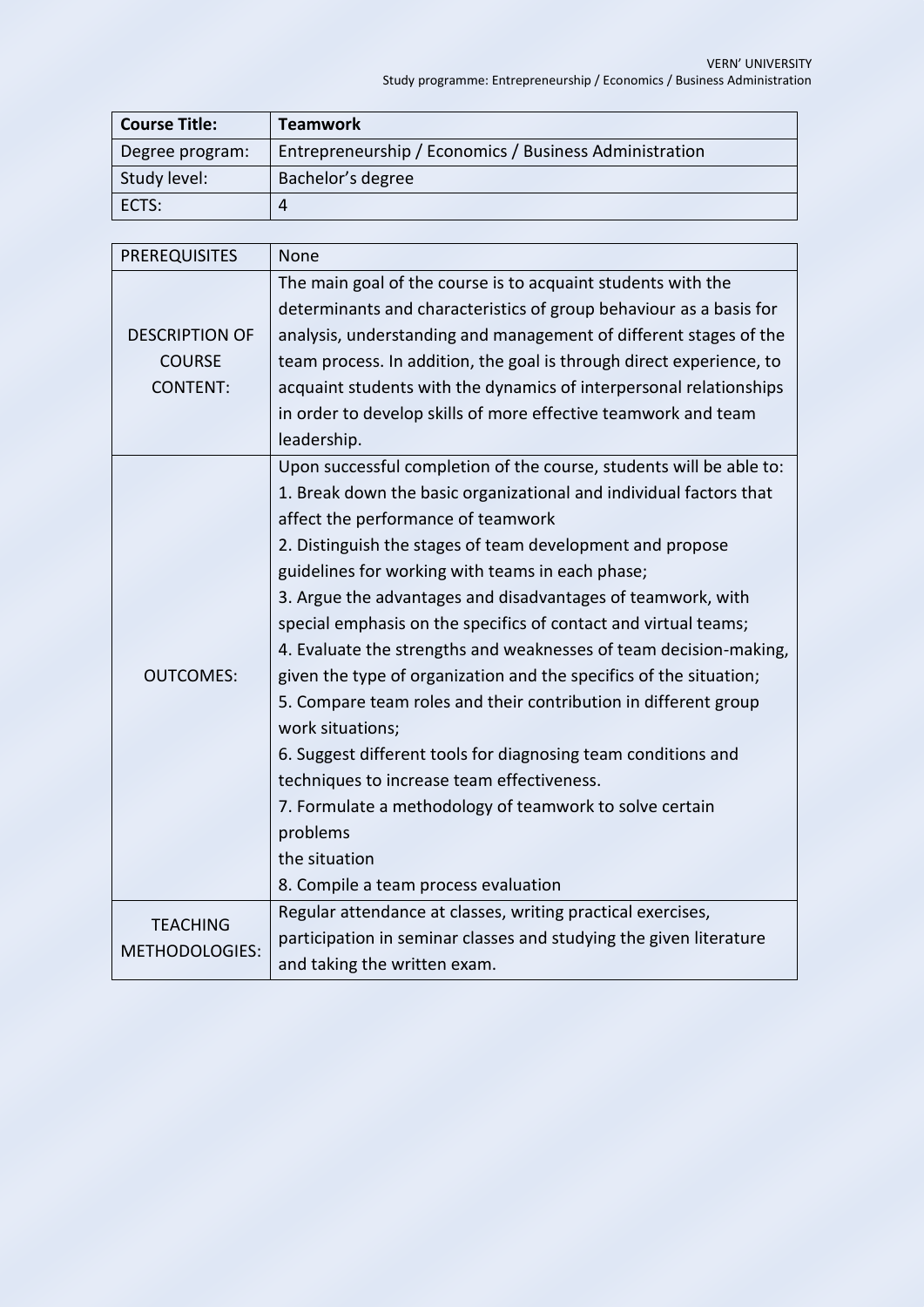| **Course Title:** | **Teamwork** |
|---|---|
| Degree program: | Entrepreneurship / Economics / Business Administration |
| Study level: | Bachelor's degree |
| ECTS: | 4 |

| PREREQUISITES | None |
|---|---|
| DESCRIPTION OF COURSE CONTENT: | The main goal of the course is to acquaint students with the determinants and characteristics of group behaviour as a basis for analysis, understanding and management of different stages of the team process. In addition, the goal is through direct experience, to acquaint students with the dynamics of interpersonal relationships in order to develop skills of more effective teamwork and team leadership. |
| OUTCOMES: | Upon successful completion of the course, students will be able to:<br>1. Break down the basic organizational and individual factors that affect the performance of teamwork<br>2. Distinguish the stages of team development and propose guidelines for working with teams in each phase;<br>3. Argue the advantages and disadvantages of teamwork, with special emphasis on the specifics of contact and virtual teams;<br>4. Evaluate the strengths and weaknesses of team decision-making, given the type of organization and the specifics of the situation;<br>5. Compare team roles and their contribution in different group work situations;<br>6. Suggest different tools for diagnosing team conditions and techniques to increase team effectiveness.<br>7. Formulate a methodology of teamwork to solve certain problems<br>the situation<br>8. Compile a team process evaluation |
| TEACHING METHODOLOGIES: | Regular attendance at classes, writing practical exercises, participation in seminar classes and studying the given literature and taking the written exam. |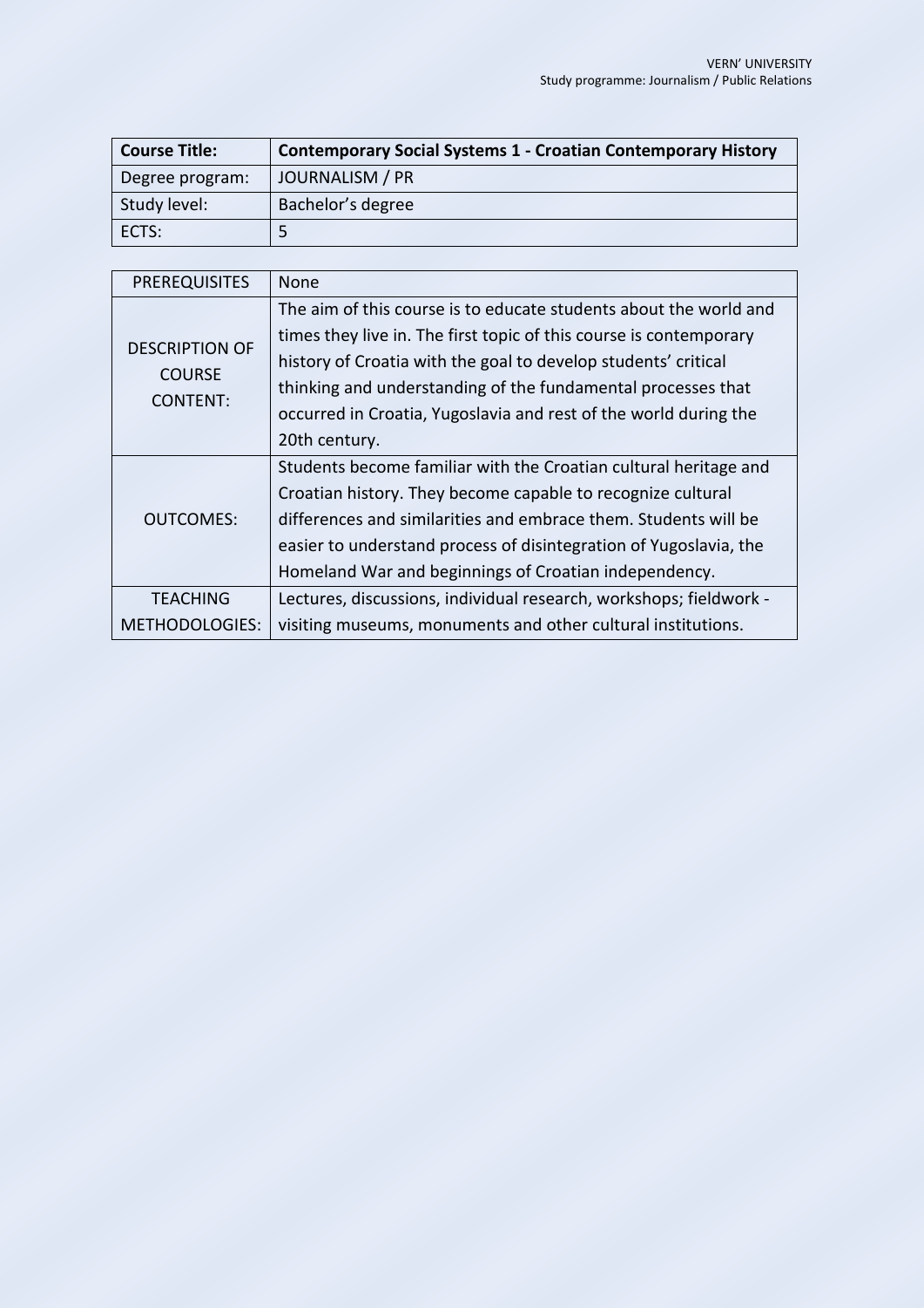| Course Title: | Contemporary Social Systems 1 - Croatian Contemporary History |
| --- | --- |
| Degree program: | JOURNALISM / PR |
| Study level: | Bachelor's degree |
| ECTS: | 5 |

| PREREQUISITES | None |
| --- | --- |
| DESCRIPTION OF COURSE CONTENT: | The aim of this course is to educate students about the world and times they live in. The first topic of this course is contemporary history of Croatia with the goal to develop students' critical thinking and understanding of the fundamental processes that occurred in Croatia, Yugoslavia and rest of the world during the 20th century. |
| OUTCOMES: | Students become familiar with the Croatian cultural heritage and Croatian history. They become capable to recognize cultural differences and similarities and embrace them. Students will be easier to understand process of disintegration of Yugoslavia, the Homeland War and beginnings of Croatian independency. |
| TEACHING METHODOLOGIES: | Lectures, discussions, individual research, workshops; fieldwork - visiting museums, monuments and other cultural institutions. |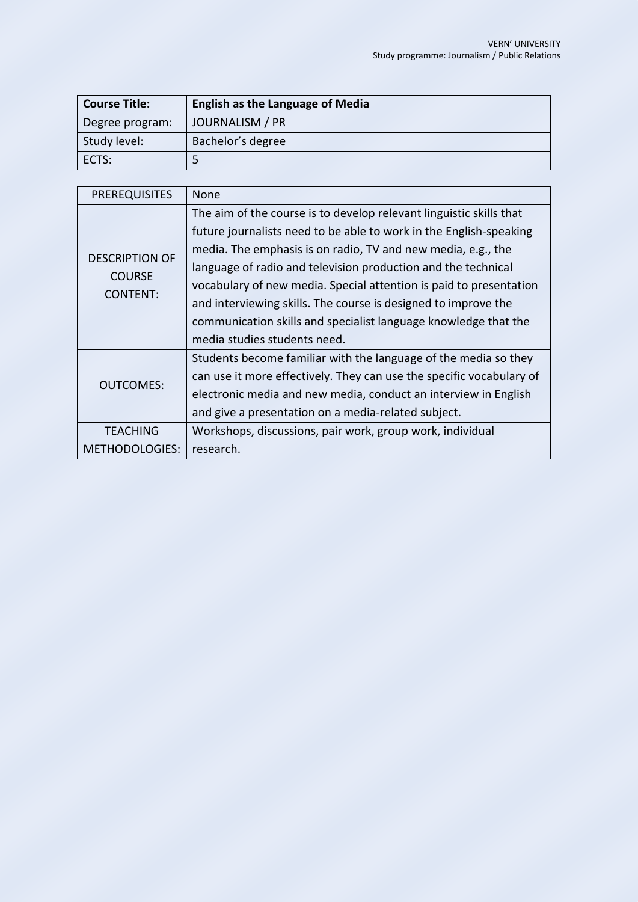| **Course Title:** | **English as the Language of Media** |
|---|---|
| Degree program: | JOURNALISM / PR |
| Study level: | Bachelor's degree |
| ECTS: | 5 |

| PREREQUISITES | None |
|---|---|
| DESCRIPTION OF COURSE CONTENT: | The aim of the course is to develop relevant linguistic skills that future journalists need to be able to work in the English-speaking media. The emphasis is on radio, TV and new media, e.g., the language of radio and television production and the technical vocabulary of new media. Special attention is paid to presentation and interviewing skills. The course is designed to improve the communication skills and specialist language knowledge that the media studies students need. |
| OUTCOMES: | Students become familiar with the language of the media so they can use it more effectively. They can use the specific vocabulary of electronic media and new media, conduct an interview in English and give a presentation on a media-related subject. |
| TEACHING METHODOLOGIES: | Workshops, discussions, pair work, group work, individual research. |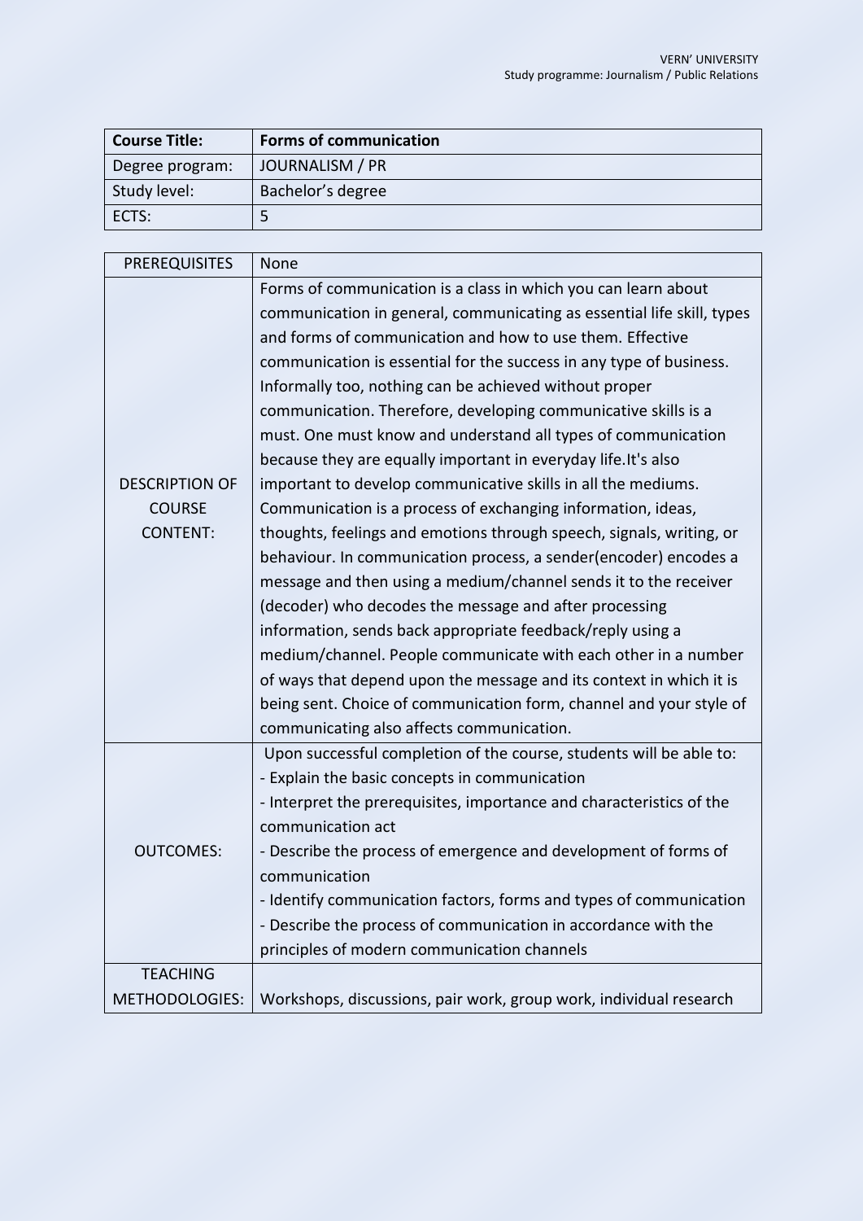| Course Title: | **Forms of communication** |
|---|---|
| Degree program: | JOURNALISM / PR |
| Study level: | Bachelor's degree |
| ECTS: | 5 |

| PREREQUISITES | None |
|---|---|
| DESCRIPTION OF COURSE CONTENT: | Forms of communication is a class in which you can learn about communication in general, communicating as essential life skill, types and forms of communication and how to use them. Effective communication is essential for the success in any type of business. Informally too, nothing can be achieved without proper communication. Therefore, developing communicative skills is a must. One must know and understand all types of communication because they are equally important in everyday life.It's also important to develop communicative skills in all the mediums. Communication is a process of exchanging information, ideas, thoughts, feelings and emotions through speech, signals, writing, or behaviour. In communication process, a sender(encoder) encodes a message and then using a medium/channel sends it to the receiver (decoder) who decodes the message and after processing information, sends back appropriate feedback/reply using a medium/channel. People communicate with each other in a number of ways that depend upon the message and its context in which it is being sent. Choice of communication form, channel and your style of communicating also affects communication. |
| OUTCOMES: | Upon successful completion of the course, students will be able to:<br>- Explain the basic concepts in communication<br>- Interpret the prerequisites, importance and characteristics of the communication act<br>- Describe the process of emergence and development of forms of communication<br>- Identify communication factors, forms and types of communication<br>- Describe the process of communication in accordance with the principles of modern communication channels |
| TEACHING METHODOLOGIES: | Workshops, discussions, pair work, group work, individual research |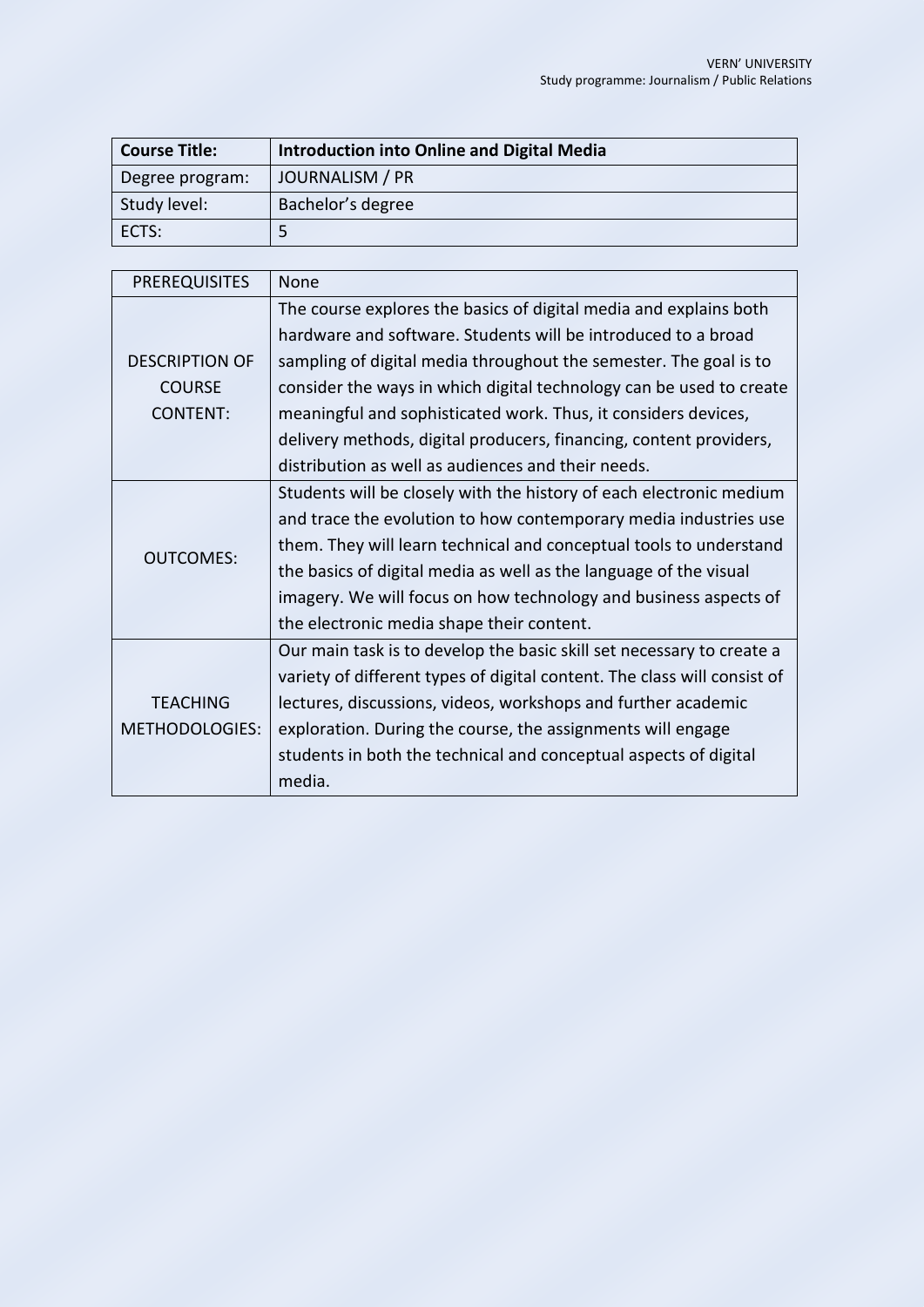| Course Title: | **Introduction into Online and Digital Media** |
|---|---|
| Degree program: | JOURNALISM / PR |
| Study level: | Bachelor's degree |
| ECTS: | 5 |

| PREREQUISITES | None |
|---|---|
| DESCRIPTION OF COURSE CONTENT: | The course explores the basics of digital media and explains both hardware and software. Students will be introduced to a broad sampling of digital media throughout the semester. The goal is to consider the ways in which digital technology can be used to create meaningful and sophisticated work. Thus, it considers devices, delivery methods, digital producers, financing, content providers, distribution as well as audiences and their needs. |
| OUTCOMES: | Students will be closely with the history of each electronic medium and trace the evolution to how contemporary media industries use them. They will learn technical and conceptual tools to understand the basics of digital media as well as the language of the visual imagery. We will focus on how technology and business aspects of the electronic media shape their content. |
| TEACHING METHODOLOGIES: | Our main task is to develop the basic skill set necessary to create a variety of different types of digital content. The class will consist of lectures, discussions, videos, workshops and further academic exploration. During the course, the assignments will engage students in both the technical and conceptual aspects of digital media. |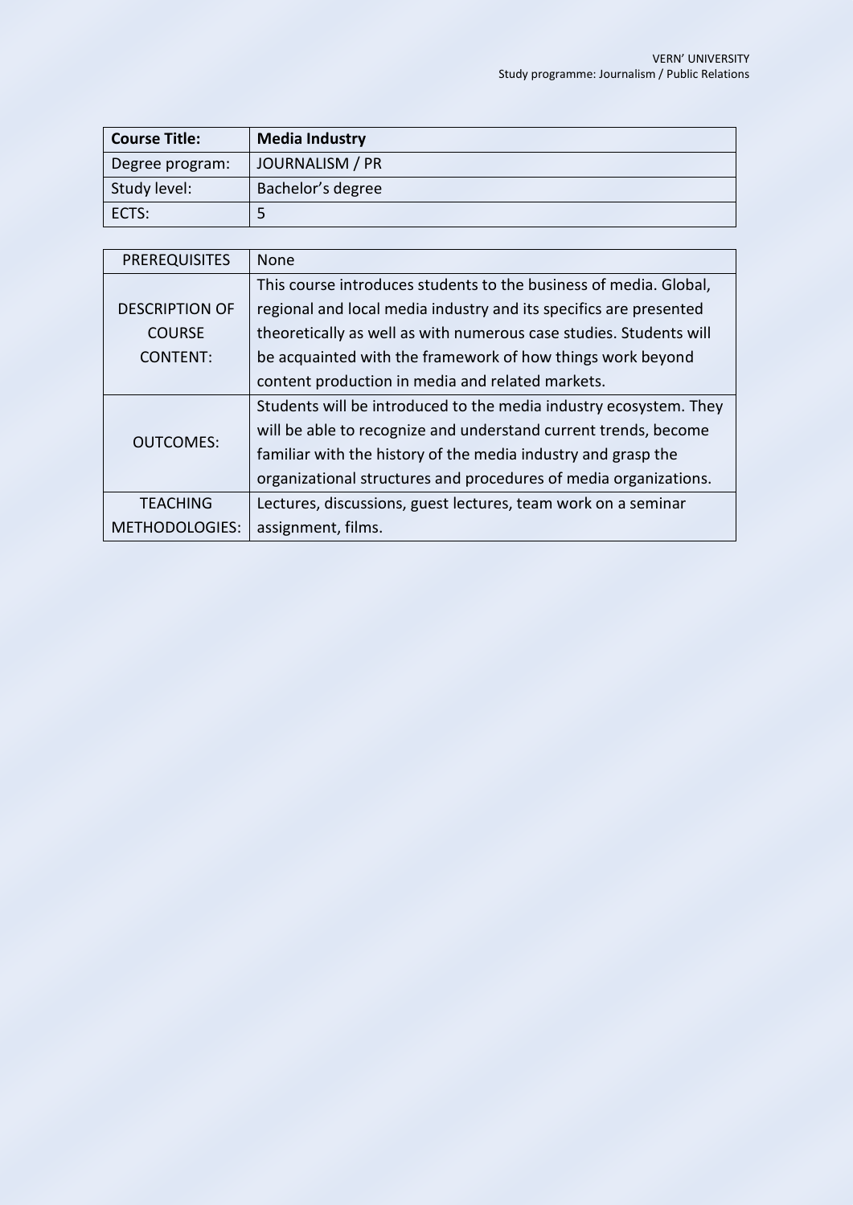| **Course Title:** | **Media Industry** |
|---|---|
| Degree program: | JOURNALISM / PR |
| Study level: | Bachelor's degree |
| ECTS: | 5 |

| PREREQUISITES | None |
|---|---|
| DESCRIPTION OF COURSE CONTENT: | This course introduces students to the business of media. Global, regional and local media industry and its specifics are presented theoretically as well as with numerous case studies. Students will be acquainted with the framework of how things work beyond content production in media and related markets. |
| OUTCOMES: | Students will be introduced to the media industry ecosystem. They will be able to recognize and understand current trends, become familiar with the history of the media industry and grasp the organizational structures and procedures of media organizations. |
| TEACHING METHODOLOGIES: | Lectures, discussions, guest lectures, team work on a seminar assignment, films. |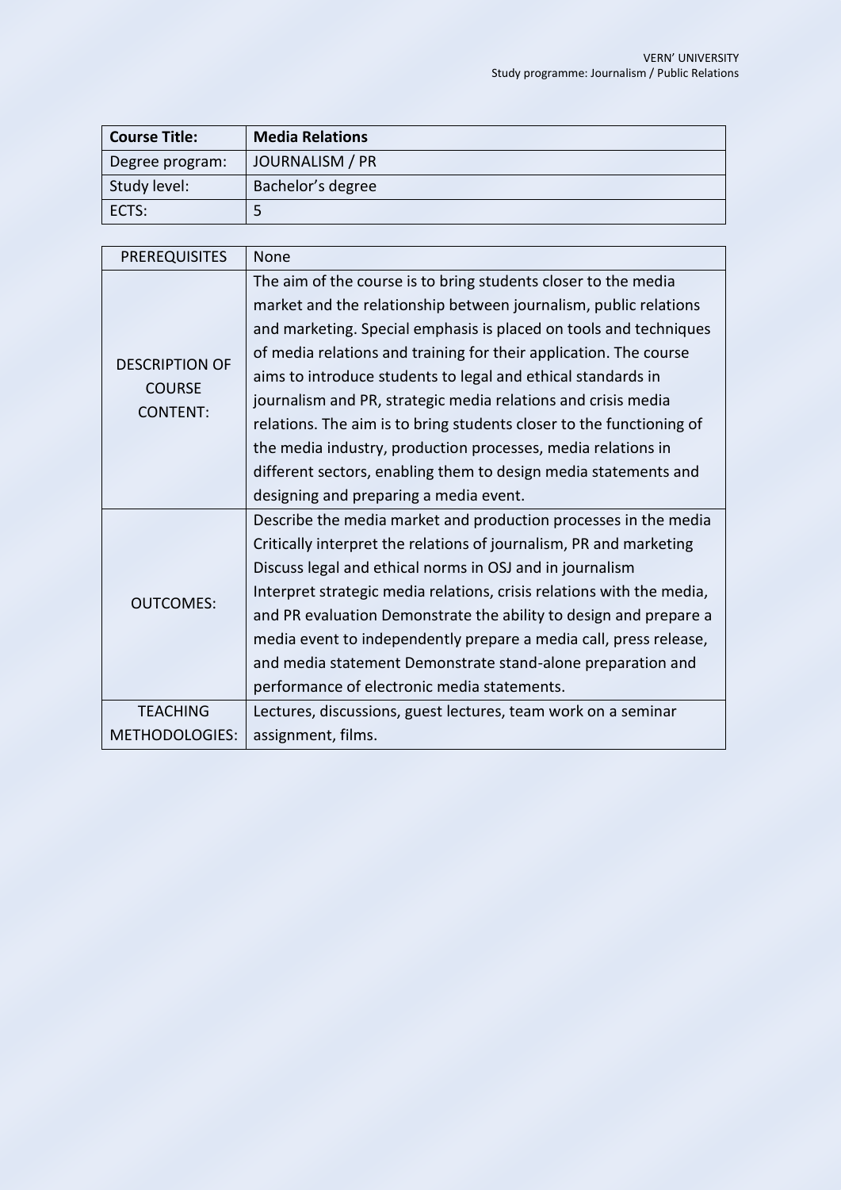| **Course Title:** | **Media Relations** |
|---|---|
| Degree program: | JOURNALISM / PR |
| Study level: | Bachelor's degree |
| ECTS: | 5 |

| PREREQUISITES | None |
|---|---|
| DESCRIPTION OF COURSE CONTENT: | The aim of the course is to bring students closer to the media market and the relationship between journalism, public relations and marketing. Special emphasis is placed on tools and techniques of media relations and training for their application. The course aims to introduce students to legal and ethical standards in journalism and PR, strategic media relations and crisis media relations. The aim is to bring students closer to the functioning of the media industry, production processes, media relations in different sectors, enabling them to design media statements and designing and preparing a media event. |
| OUTCOMES: | Describe the media market and production processes in the media Critically interpret the relations of journalism, PR and marketing Discuss legal and ethical norms in OSJ and in journalism Interpret strategic media relations, crisis relations with the media, and PR evaluation Demonstrate the ability to design and prepare a media event to independently prepare a media call, press release, and media statement Demonstrate stand-alone preparation and performance of electronic media statements. |
| TEACHING METHODOLOGIES: | Lectures, discussions, guest lectures, team work on a seminar assignment, films. |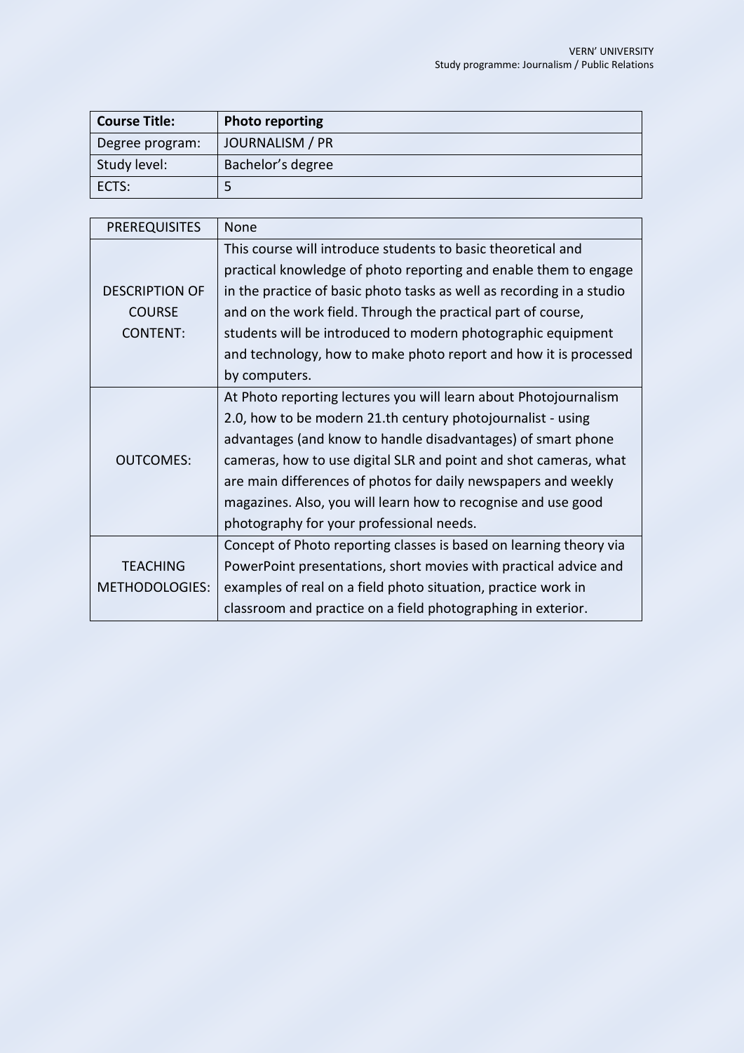| **Course Title:** | **Photo reporting** |
|---|---|
| Degree program: | JOURNALISM / PR |
| Study level: | Bachelor's degree |
| ECTS: | 5 |

| PREREQUISITES | None |
|---|---|
| DESCRIPTION OF COURSE CONTENT: | This course will introduce students to basic theoretical and practical knowledge of photo reporting and enable them to engage in the practice of basic photo tasks as well as recording in a studio and on the work field. Through the practical part of course, students will be introduced to modern photographic equipment and technology, how to make photo report and how it is processed by computers. |
| OUTCOMES: | At Photo reporting lectures you will learn about Photojournalism 2.0, how to be modern 21.th century photojournalist - using advantages (and know to handle disadvantages) of smart phone cameras, how to use digital SLR and point and shot cameras, what are main differences of photos for daily newspapers and weekly magazines. Also, you will learn how to recognise and use good photography for your professional needs. |
| TEACHING METHODOLOGIES: | Concept of Photo reporting classes is based on learning theory via PowerPoint presentations, short movies with practical advice and examples of real on a field photo situation, practice work in classroom and practice on a field photographing in exterior. |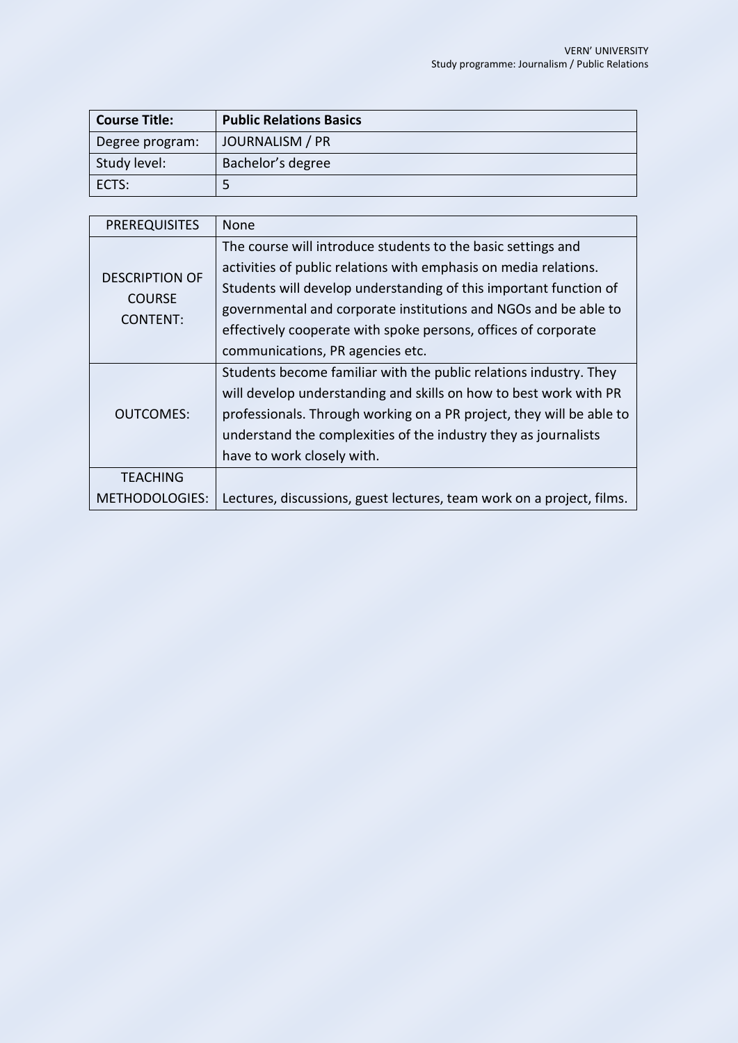| **Course Title:** | **Public Relations Basics** |
| --- | --- |
| Degree program: | JOURNALISM / PR |
| Study level: | Bachelor's degree |
| ECTS: | 5 |

| PREREQUISITES | None |
| --- | --- |
| DESCRIPTION OF COURSE CONTENT: | The course will introduce students to the basic settings and activities of public relations with emphasis on media relations. Students will develop understanding of this important function of governmental and corporate institutions and NGOs and be able to effectively cooperate with spoke persons, offices of corporate communications, PR agencies etc. |
| OUTCOMES: | Students become familiar with the public relations industry. They will develop understanding and skills on how to best work with PR professionals. Through working on a PR project, they will be able to understand the complexities of the industry they as journalists have to work closely with. |
| TEACHING METHODOLOGIES: | Lectures, discussions, guest lectures, team work on a project, films. |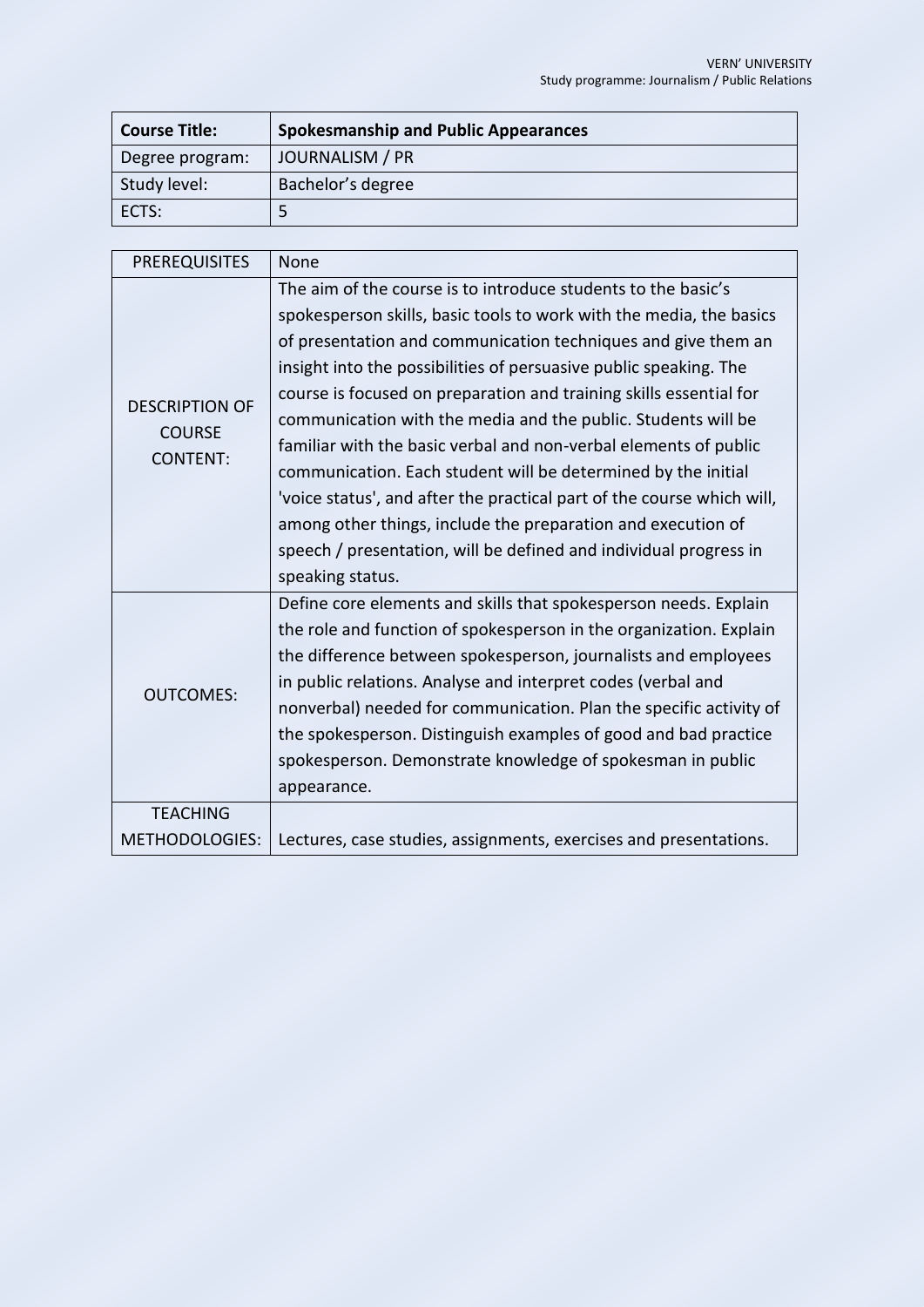| **Course Title:** | **Spokesmanship and Public Appearances** |
|---|---|
| Degree program: | JOURNALISM / PR |
| Study level: | Bachelor's degree |
| ECTS: | 5 |

| PREREQUISITES | None |
|---|---|
| DESCRIPTION OF COURSE CONTENT: | The aim of the course is to introduce students to the basic's spokesperson skills, basic tools to work with the media, the basics of presentation and communication techniques and give them an insight into the possibilities of persuasive public speaking. The course is focused on preparation and training skills essential for communication with the media and the public. Students will be familiar with the basic verbal and non-verbal elements of public communication. Each student will be determined by the initial 'voice status', and after the practical part of the course which will, among other things, include the preparation and execution of speech / presentation, will be defined and individual progress in speaking status. |
| OUTCOMES: | Define core elements and skills that spokesperson needs. Explain the role and function of spokesperson in the organization. Explain the difference between spokesperson, journalists and employees in public relations. Analyse and interpret codes (verbal and nonverbal) needed for communication. Plan the specific activity of the spokesperson. Distinguish examples of good and bad practice spokesperson. Demonstrate knowledge of spokesman in public appearance. |
| TEACHING METHODOLOGIES: | Lectures, case studies, assignments, exercises and presentations. |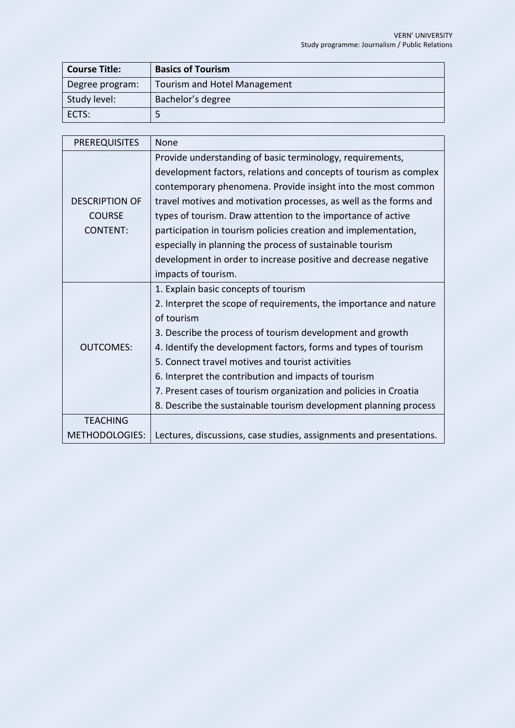| Course Title: | Basics of Tourism |
|---|---|
| Degree program: | Tourism and Hotel Management |
| Study level: | Bachelor’s degree |
| ECTS: | 5 |

| PREREQUISITES | None |
|---|---|
| DESCRIPTION OF COURSE CONTENT: | Provide understanding of basic terminology, requirements, development factors, relations and concepts of tourism as complex contemporary phenomena. Provide insight into the most common travel motives and motivation processes, as well as the forms and types of tourism. Draw attention to the importance of active participation in tourism policies creation and implementation, especially in planning the process of sustainable tourism development in order to increase positive and decrease negative impacts of tourism. |
| OUTCOMES: | 1. Explain basic concepts of tourism<br>2. Interpret the scope of requirements, the importance and nature of tourism<br>3. Describe the process of tourism development and growth<br>4. Identify the development factors, forms and types of tourism<br>5. Connect travel motives and tourist activities<br>6. Interpret the contribution and impacts of tourism<br>7. Present cases of tourism organization and policies in Croatia<br>8. Describe the sustainable tourism development planning process |
| TEACHING METHODOLOGIES: | Lectures, discussions, case studies, assignments and presentations. |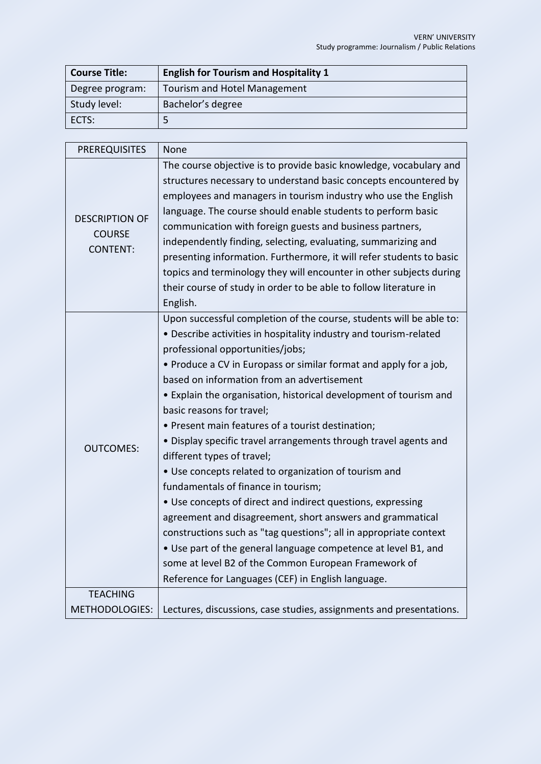| **Course Title:** | **English for Tourism and Hospitality 1** |
| --- | --- |
| Degree program: | Tourism and Hotel Management |
| Study level: | Bachelor's degree |
| ECTS: | 5 |

| PREREQUISITES | None |
| --- | --- |
| DESCRIPTION OF COURSE CONTENT: | The course objective is to provide basic knowledge, vocabulary and structures necessary to understand basic concepts encountered by employees and managers in tourism industry who use the English language. The course should enable students to perform basic communication with foreign guests and business partners, independently finding, selecting, evaluating, summarizing and presenting information. Furthermore, it will refer students to basic topics and terminology they will encounter in other subjects during their course of study in order to be able to follow literature in English. |
| OUTCOMES: | Upon successful completion of the course, students will be able to:<br>• Describe activities in hospitality industry and tourism-related professional opportunities/jobs;<br>• Produce a CV in Europass or similar format and apply for a job, based on information from an advertisement<br>• Explain the organisation, historical development of tourism and basic reasons for travel;<br>• Present main features of a tourist destination;<br>• Display specific travel arrangements through travel agents and different types of travel;<br>• Use concepts related to organization of tourism and fundamentals of finance in tourism;<br>• Use concepts of direct and indirect questions, expressing agreement and disagreement, short answers and grammatical constructions such as "tag questions"; all in appropriate context<br>• Use part of the general language competence at level B1, and some at level B2 of the Common European Framework of Reference for Languages (CEF) in English language. |
| TEACHING METHODOLOGIES: | Lectures, discussions, case studies, assignments and presentations. |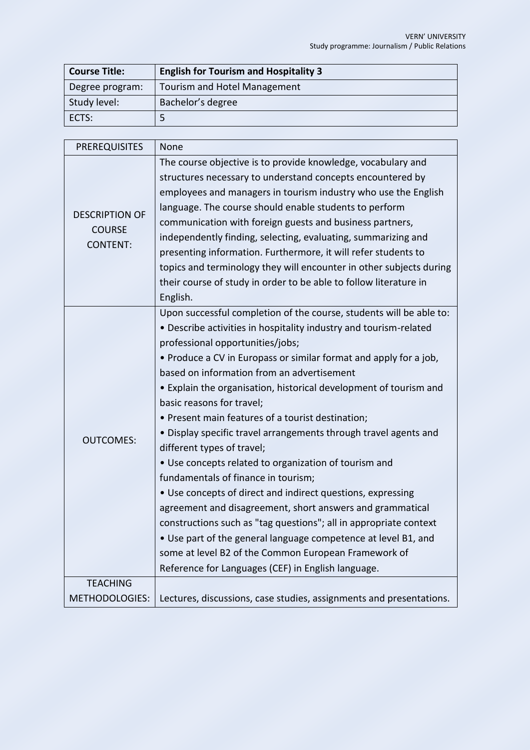| **Course Title:** | **English for Tourism and Hospitality 3** |
|---|---|
| Degree program: | Tourism and Hotel Management |
| Study level: | Bachelor's degree |
| ECTS: | 5 |

| PREREQUISITES | None |
|---|---|
| DESCRIPTION OF COURSE CONTENT: | The course objective is to provide knowledge, vocabulary and structures necessary to understand concepts encountered by employees and managers in tourism industry who use the English language. The course should enable students to perform communication with foreign guests and business partners, independently finding, selecting, evaluating, summarizing and presenting information. Furthermore, it will refer students to topics and terminology they will encounter in other subjects during their course of study in order to be able to follow literature in English. |
| OUTCOMES: | Upon successful completion of the course, students will be able to:<br>• Describe activities in hospitality industry and tourism-related professional opportunities/jobs;<br>• Produce a CV in Europass or similar format and apply for a job, based on information from an advertisement<br>• Explain the organisation, historical development of tourism and basic reasons for travel;<br>• Present main features of a tourist destination;<br>• Display specific travel arrangements through travel agents and different types of travel;<br>• Use concepts related to organization of tourism and fundamentals of finance in tourism;<br>• Use concepts of direct and indirect questions, expressing agreement and disagreement, short answers and grammatical constructions such as "tag questions"; all in appropriate context<br>• Use part of the general language competence at level B1, and some at level B2 of the Common European Framework of Reference for Languages (CEF) in English language. |
| TEACHING METHODOLOGIES: | Lectures, discussions, case studies, assignments and presentations. |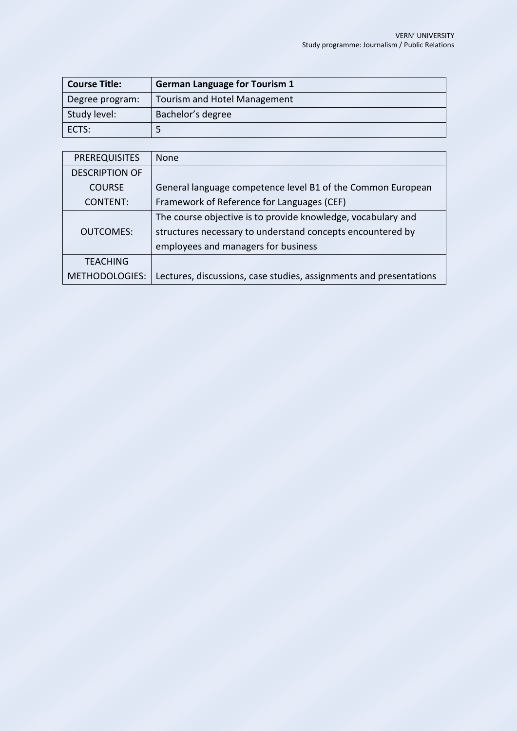| **Course Title:** | **German Language for Tourism 1** |
| --- | --- |
| Degree program: | Tourism and Hotel Management |
| Study level: | Bachelor's degree |
| ECTS: | 5 |

| PREREQUISITES | None |
| --- | --- |
| DESCRIPTION OF COURSE CONTENT: | General language competence level B1 of the Common European Framework of Reference for Languages (CEF) |
| OUTCOMES: | The course objective is to provide knowledge, vocabulary and structures necessary to understand concepts encountered by employees and managers for business |
| TEACHING METHODOLOGIES: | Lectures, discussions, case studies, assignments and presentations |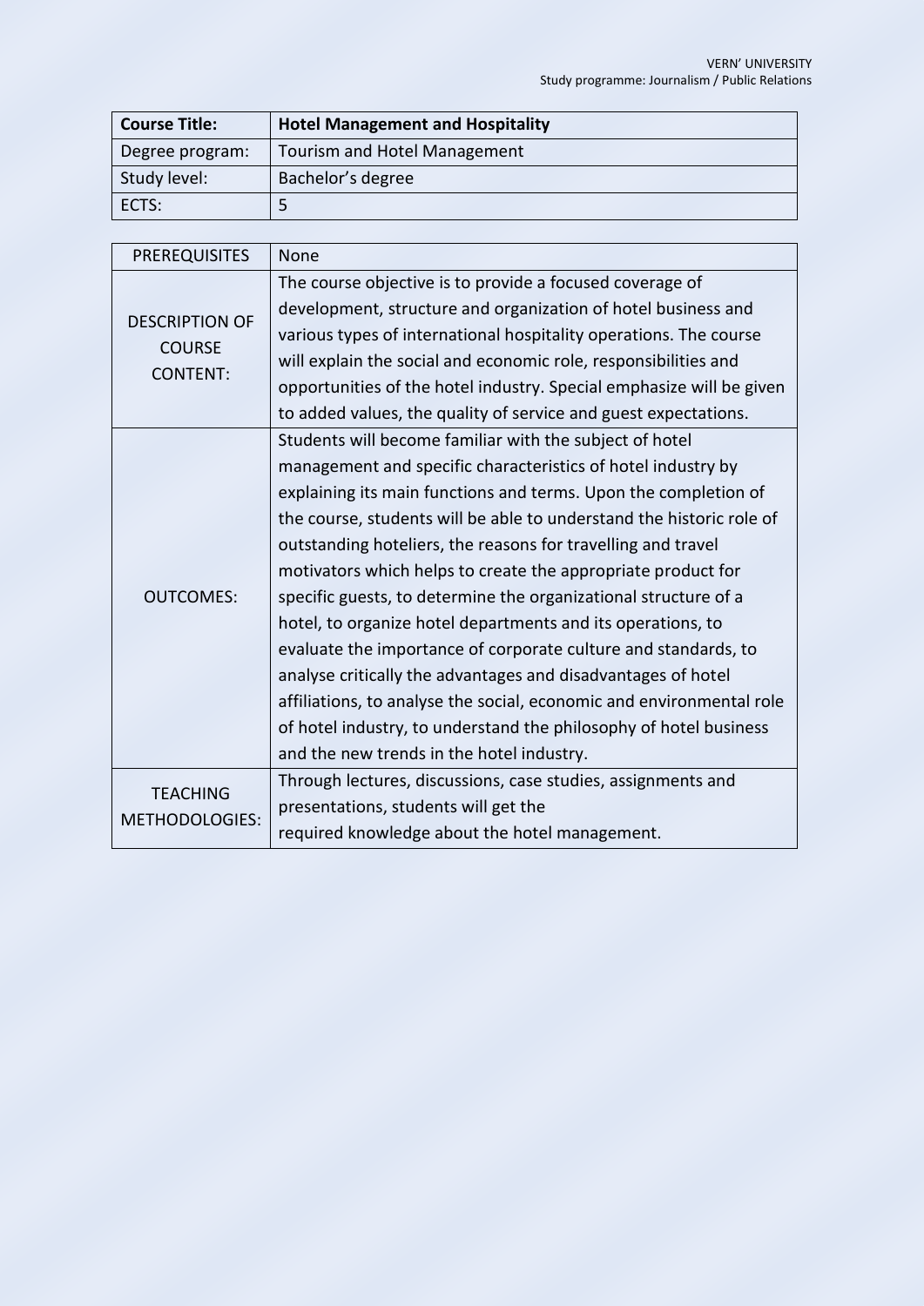| **Course Title:** | **Hotel Management and Hospitality** |
| --- | --- |
| Degree program: | Tourism and Hotel Management |
| Study level: | Bachelor's degree |
| ECTS: | 5 |

| PREREQUISITES | None |
| --- | --- |
| DESCRIPTION OF COURSE CONTENT: | The course objective is to provide a focused coverage of development, structure and organization of hotel business and various types of international hospitality operations. The course will explain the social and economic role, responsibilities and opportunities of the hotel industry. Special emphasize will be given to added values, the quality of service and guest expectations. |
| OUTCOMES: | Students will become familiar with the subject of hotel management and specific characteristics of hotel industry by explaining its main functions and terms. Upon the completion of the course, students will be able to understand the historic role of outstanding hoteliers, the reasons for travelling and travel motivators which helps to create the appropriate product for specific guests, to determine the organizational structure of a hotel, to organize hotel departments and its operations, to evaluate the importance of corporate culture and standards, to analyse critically the advantages and disadvantages of hotel affiliations, to analyse the social, economic and environmental role of hotel industry, to understand the philosophy of hotel business and the new trends in the hotel industry. |
| TEACHING METHODOLOGIES: | Through lectures, discussions, case studies, assignments and presentations, students will get the required knowledge about the hotel management. |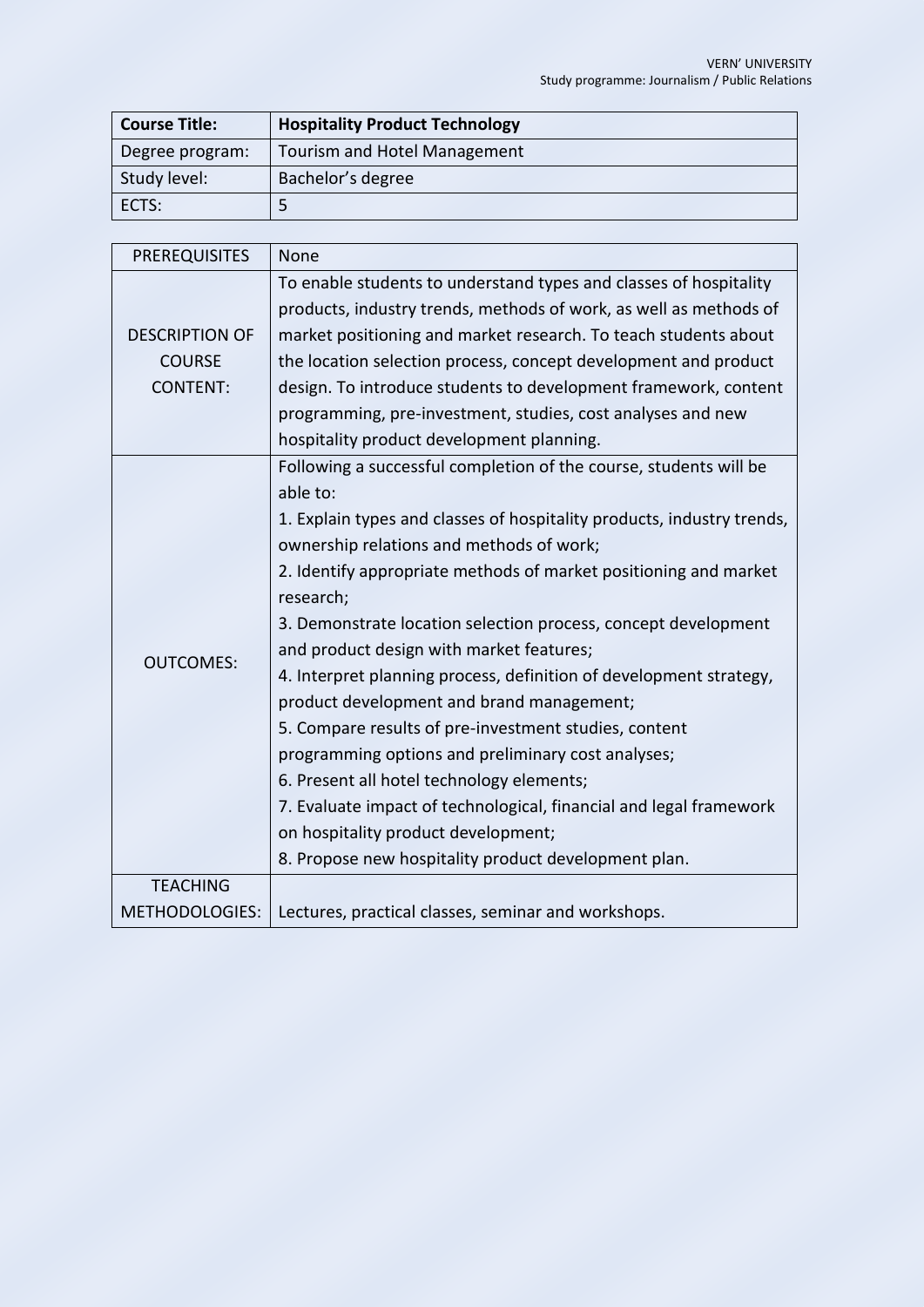| **Course Title:** | **Hospitality Product Technology** |
| --- | --- |
| Degree program: | Tourism and Hotel Management |
| Study level: | Bachelor’s degree |
| ECTS: | 5 |

| PREREQUISITES | None |
| --- | --- |
| DESCRIPTION OF COURSE CONTENT: | To enable students to understand types and classes of hospitality products, industry trends, methods of work, as well as methods of market positioning and market research. To teach students about the location selection process, concept development and product design. To introduce students to development framework, content programming, pre-investment, studies, cost analyses and new hospitality product development planning. |
| OUTCOMES: | Following a successful completion of the course, students will be able to:<br>1. Explain types and classes of hospitality products, industry trends, ownership relations and methods of work;<br>2. Identify appropriate methods of market positioning and market research;<br>3. Demonstrate location selection process, concept development and product design with market features;<br>4. Interpret planning process, definition of development strategy, product development and brand management;<br>5. Compare results of pre-investment studies, content programming options and preliminary cost analyses;<br>6. Present all hotel technology elements;<br>7. Evaluate impact of technological, financial and legal framework on hospitality product development;<br>8. Propose new hospitality product development plan. |
| TEACHING METHODOLOGIES: | Lectures, practical classes, seminar and workshops. |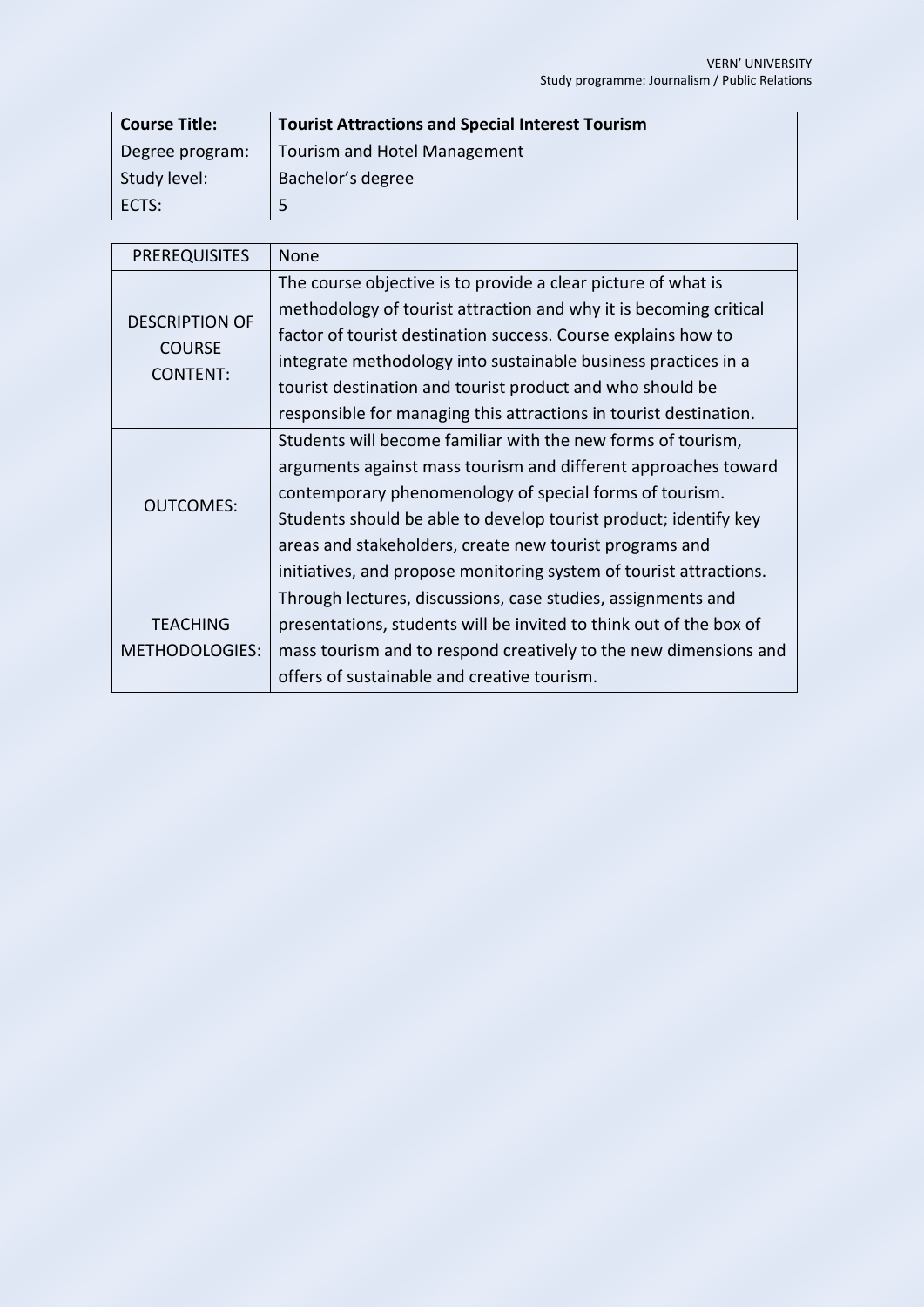| **Course Title:** | **Tourist Attractions and Special Interest Tourism** |
| --- | --- |
| Degree program: | Tourism and Hotel Management |
| Study level: | Bachelor's degree |
| ECTS: | 5 |

| PREREQUISITES | None |
| --- | --- |
| DESCRIPTION OF COURSE CONTENT: | The course objective is to provide a clear picture of what is methodology of tourist attraction and why it is becoming critical factor of tourist destination success. Course explains how to integrate methodology into sustainable business practices in a tourist destination and tourist product and who should be responsible for managing this attractions in tourist destination. |
| OUTCOMES: | Students will become familiar with the new forms of tourism, arguments against mass tourism and different approaches toward contemporary phenomenology of special forms of tourism. Students should be able to develop tourist product; identify key areas and stakeholders, create new tourist programs and initiatives, and propose monitoring system of tourist attractions. |
| TEACHING METHODOLOGIES: | Through lectures, discussions, case studies, assignments and presentations, students will be invited to think out of the box of mass tourism and to respond creatively to the new dimensions and offers of sustainable and creative tourism. |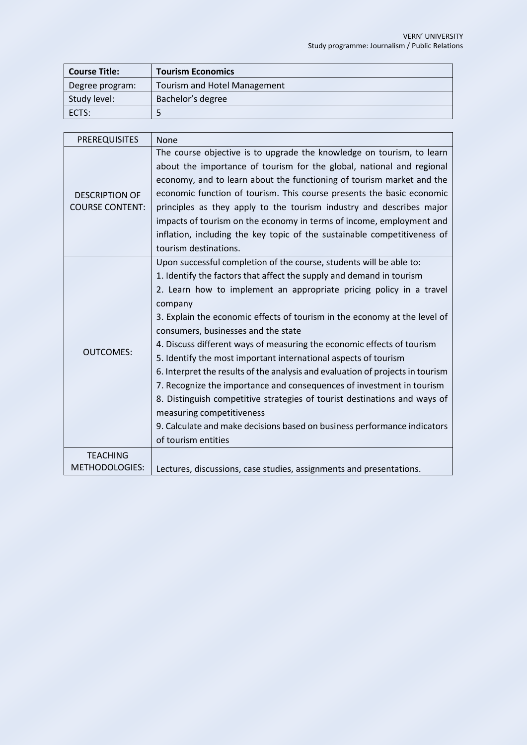| Course Title: | **Tourism Economics** |
|---|---|
| Degree program: | Tourism and Hotel Management |
| Study level: | Bachelor's degree |
| ECTS: | 5 |

| | |
|---|---|
| PREREQUISITES | None |
| DESCRIPTION OF COURSE CONTENT: | The course objective is to upgrade the knowledge on tourism, to learn about the importance of tourism for the global, national and regional economy, and to learn about the functioning of tourism market and the economic function of tourism. This course presents the basic economic principles as they apply to the tourism industry and describes major impacts of tourism on the economy in terms of income, employment and inflation, including the key topic of the sustainable competitiveness of tourism destinations. |
| OUTCOMES: | Upon successful completion of the course, students will be able to:<br>1. Identify the factors that affect the supply and demand in tourism<br>2. Learn how to implement an appropriate pricing policy in a travel company<br>3. Explain the economic effects of tourism in the economy at the level of consumers, businesses and the state<br>4. Discuss different ways of measuring the economic effects of tourism<br>5. Identify the most important international aspects of tourism<br>6. Interpret the results of the analysis and evaluation of projects in tourism<br>7. Recognize the importance and consequences of investment in tourism<br>8. Distinguish competitive strategies of tourist destinations and ways of measuring competitiveness<br>9. Calculate and make decisions based on business performance indicators of tourism entities |
| TEACHING METHODOLOGIES: | Lectures, discussions, case studies, assignments and presentations. |